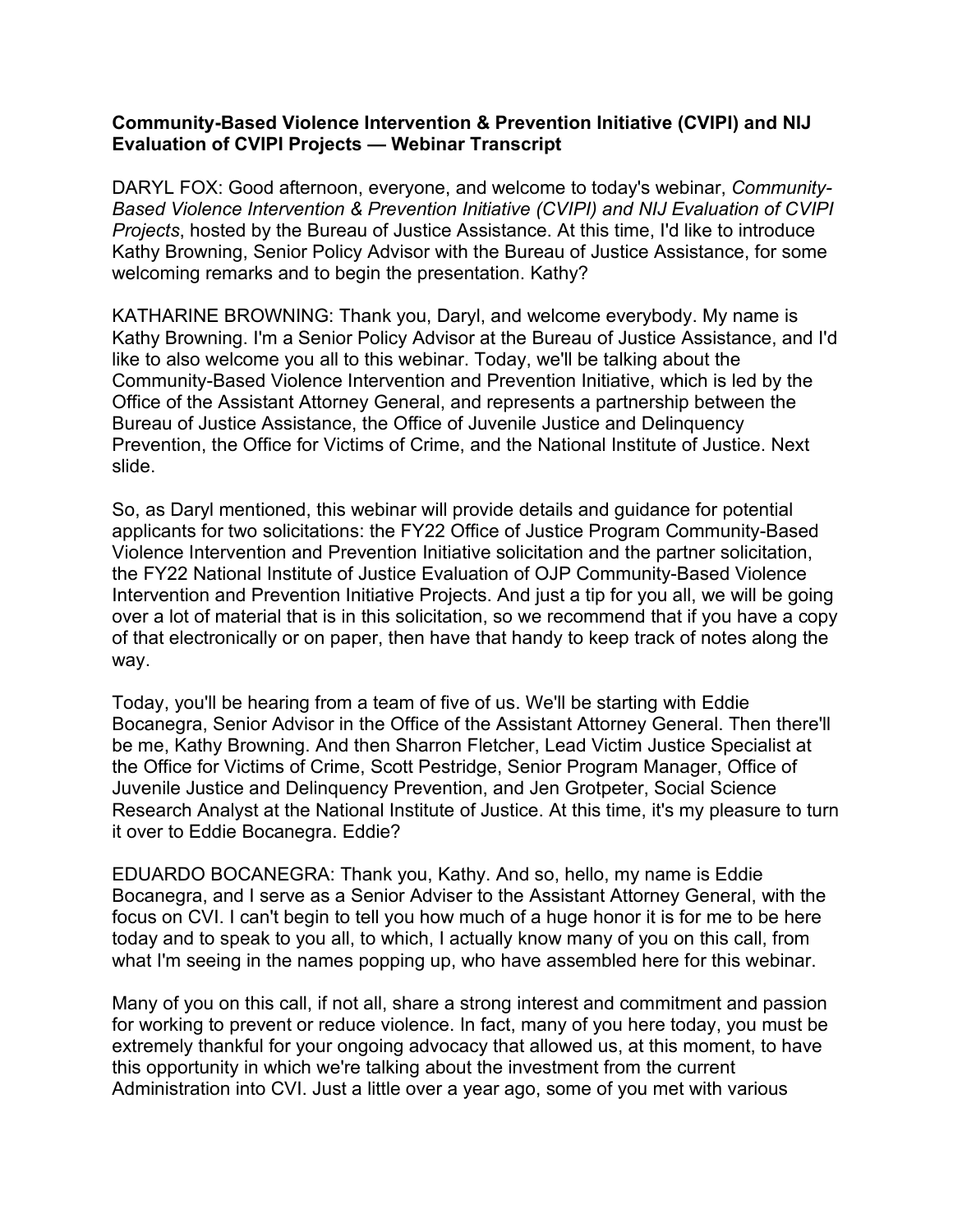**Community-Based Violence Intervention & Prevention Initiative (CVIPI) and NIJ Evaluation of CVIPI Projects — Webinar Transcript**

DARYL FOX: Good afternoon, everyone, and welcome to today's webinar, *Community-Based Violence Intervention & Prevention Initiative (CVIPI) and NIJ Evaluation of CVIPI Projects*, hosted by the Bureau of Justice Assistance. At this time, I'd like to introduce Kathy Browning, Senior Policy Advisor with the Bureau of Justice Assistance, for some welcoming remarks and to begin the presentation. Kathy?

KATHARINE BROWNING: Thank you, Daryl, and welcome everybody. My name is Kathy Browning. I'm a Senior Policy Advisor at the Bureau of Justice Assistance, and I'd like to also welcome you all to this webinar. Today, we'll be talking about the Community-Based Violence Intervention and Prevention Initiative, which is led by the Office of the Assistant Attorney General, and represents a partnership between the Bureau of Justice Assistance, the Office of Juvenile Justice and Delinquency Prevention, the Office for Victims of Crime, and the National Institute of Justice. Next slide.

So, as Daryl mentioned, this webinar will provide details and guidance for potential applicants for two solicitations: the FY22 Office of Justice Program Community-Based Violence Intervention and Prevention Initiative solicitation and the partner solicitation, the FY22 National Institute of Justice Evaluation of OJP Community-Based Violence Intervention and Prevention Initiative Projects. And just a tip for you all, we will be going over a lot of material that is in this solicitation, so we recommend that if you have a copy of that electronically or on paper, then have that handy to keep track of notes along the way.

Today, you'll be hearing from a team of five of us. We'll be starting with Eddie Bocanegra, Senior Advisor in the Office of the Assistant Attorney General. Then there'll be me, Kathy Browning. And then Sharron Fletcher, Lead Victim Justice Specialist at the Office for Victims of Crime, Scott Pestridge, Senior Program Manager, Office of Juvenile Justice and Delinquency Prevention, and Jen Grotpeter, Social Science Research Analyst at the National Institute of Justice. At this time, it's my pleasure to turn it over to Eddie Bocanegra. Eddie?

EDUARDO BOCANEGRA: Thank you, Kathy. And so, hello, my name is Eddie Bocanegra, and I serve as a Senior Adviser to the Assistant Attorney General, with the focus on CVI. I can't begin to tell you how much of a huge honor it is for me to be here today and to speak to you all, to which, I actually know many of you on this call, from what I'm seeing in the names popping up, who have assembled here for this webinar.

Many of you on this call, if not all, share a strong interest and commitment and passion for working to prevent or reduce violence. In fact, many of you here today, you must be extremely thankful for your ongoing advocacy that allowed us, at this moment, to have this opportunity in which we're talking about the investment from the current Administration into CVI. Just a little over a year ago, some of you met with various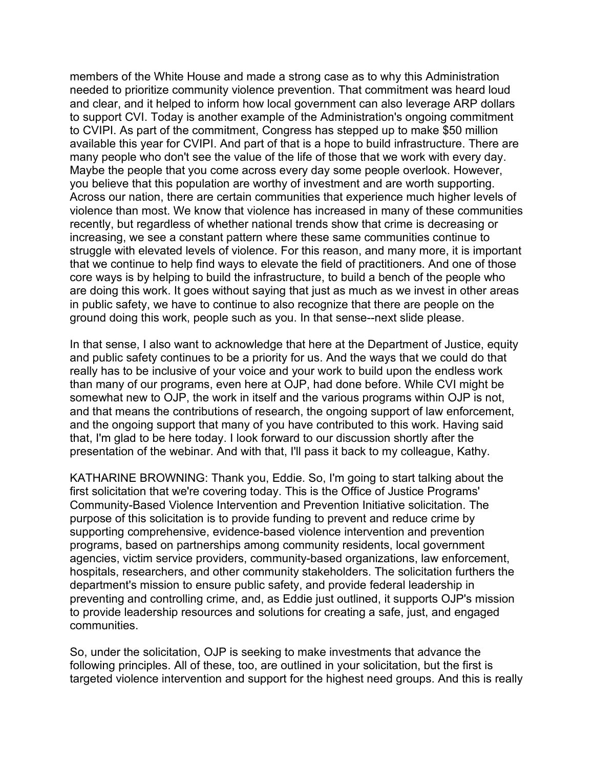members of the White House and made a strong case as to why this Administration needed to prioritize community violence prevention. That commitment was heard loud and clear, and it helped to inform how local government can also leverage ARP dollars to support CVI. Today is another example of the Administration's ongoing commitment to CVIPI. As part of the commitment, Congress has stepped up to make $50 million available this year for CVIPI. And part of that is a hope to build infrastructure. There are many people who don't see the value of the life of those that we work with every day. Maybe the people that you come across every day some people overlook. However, you believe that this population are worthy of investment and are worth supporting. Across our nation, there are certain communities that experience much higher levels of violence than most. We know that violence has increased in many of these communities recently, but regardless of whether national trends show that crime is decreasing or increasing, we see a constant pattern where these same communities continue to struggle with elevated levels of violence. For this reason, and many more, it is important that we continue to help find ways to elevate the field of practitioners. And one of those core ways is by helping to build the infrastructure, to build a bench of the people who are doing this work. It goes without saying that just as much as we invest in other areas in public safety, we have to continue to also recognize that there are people on the ground doing this work, people such as you. In that sense--next slide please.

In that sense, I also want to acknowledge that here at the Department of Justice, equity and public safety continues to be a priority for us. And the ways that we could do that really has to be inclusive of your voice and your work to build upon the endless work than many of our programs, even here at OJP, had done before. While CVI might be somewhat new to OJP, the work in itself and the various programs within OJP is not, and that means the contributions of research, the ongoing support of law enforcement, and the ongoing support that many of you have contributed to this work. Having said that, I'm glad to be here today. I look forward to our discussion shortly after the presentation of the webinar. And with that, I'll pass it back to my colleague, Kathy.

KATHARINE BROWNING: Thank you, Eddie. So, I'm going to start talking about the first solicitation that we're covering today. This is the Office of Justice Programs' Community-Based Violence Intervention and Prevention Initiative solicitation. The purpose of this solicitation is to provide funding to prevent and reduce crime by supporting comprehensive, evidence-based violence intervention and prevention programs, based on partnerships among community residents, local government agencies, victim service providers, community-based organizations, law enforcement, hospitals, researchers, and other community stakeholders. The solicitation furthers the department's mission to ensure public safety, and provide federal leadership in preventing and controlling crime, and, as Eddie just outlined, it supports OJP's mission to provide leadership resources and solutions for creating a safe, just, and engaged communities.

So, under the solicitation, OJP is seeking to make investments that advance the following principles. All of these, too, are outlined in your solicitation, but the first is targeted violence intervention and support for the highest need groups. And this is really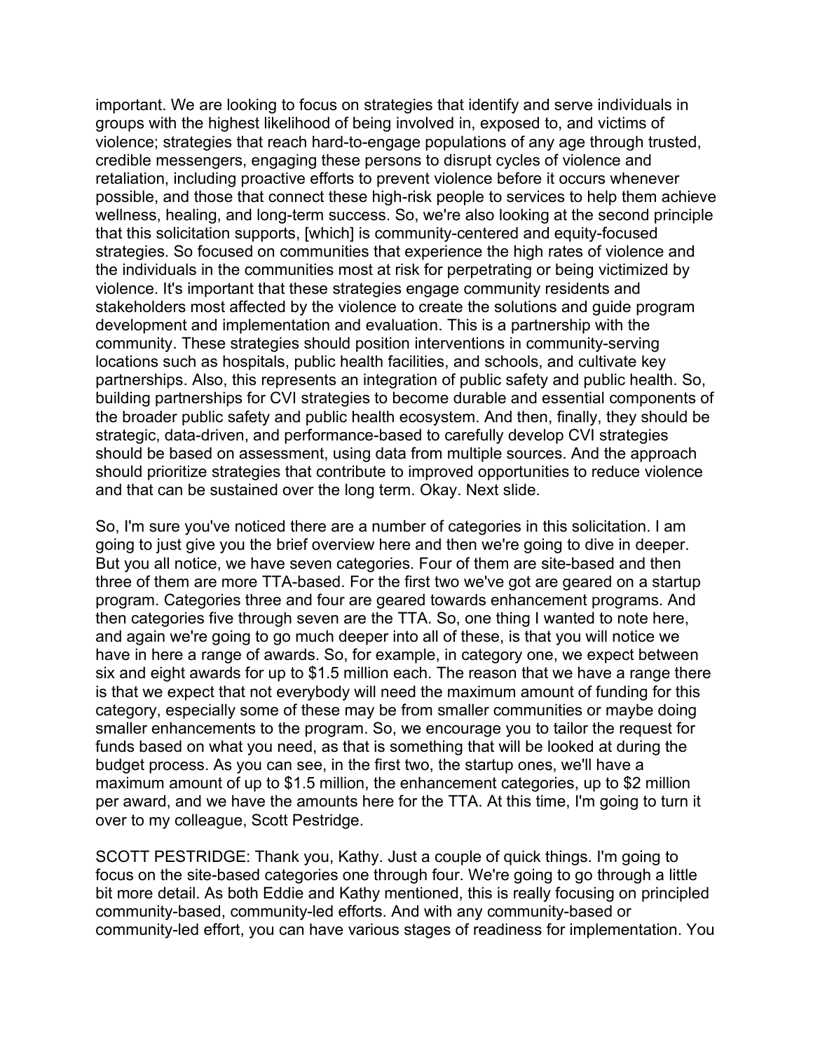important. We are looking to focus on strategies that identify and serve individuals in groups with the highest likelihood of being involved in, exposed to, and victims of violence; strategies that reach hard-to-engage populations of any age through trusted, credible messengers, engaging these persons to disrupt cycles of violence and retaliation, including proactive efforts to prevent violence before it occurs whenever possible, and those that connect these high-risk people to services to help them achieve wellness, healing, and long-term success. So, we're also looking at the second principle that this solicitation supports, [which] is community-centered and equity-focused strategies. So focused on communities that experience the high rates of violence and the individuals in the communities most at risk for perpetrating or being victimized by violence. It's important that these strategies engage community residents and stakeholders most affected by the violence to create the solutions and guide program development and implementation and evaluation. This is a partnership with the community. These strategies should position interventions in community-serving locations such as hospitals, public health facilities, and schools, and cultivate key partnerships. Also, this represents an integration of public safety and public health. So, building partnerships for CVI strategies to become durable and essential components of the broader public safety and public health ecosystem. And then, finally, they should be strategic, data-driven, and performance-based to carefully develop CVI strategies should be based on assessment, using data from multiple sources. And the approach should prioritize strategies that contribute to improved opportunities to reduce violence and that can be sustained over the long term. Okay. Next slide.

So, I'm sure you've noticed there are a number of categories in this solicitation. I am going to just give you the brief overview here and then we're going to dive in deeper. But you all notice, we have seven categories. Four of them are site-based and then three of them are more TTA-based. For the first two we've got are geared on a startup program. Categories three and four are geared towards enhancement programs. And then categories five through seven are the TTA. So, one thing I wanted to note here, and again we're going to go much deeper into all of these, is that you will notice we have in here a range of awards. So, for example, in category one, we expect between six and eight awards for up to $1.5 million each. The reason that we have a range there is that we expect that not everybody will need the maximum amount of funding for this category, especially some of these may be from smaller communities or maybe doing smaller enhancements to the program. So, we encourage you to tailor the request for funds based on what you need, as that is something that will be looked at during the budget process. As you can see, in the first two, the startup ones, we'll have a maximum amount of up to $1.5 million, the enhancement categories, up to $2 million per award, and we have the amounts here for the TTA. At this time, I'm going to turn it over to my colleague, Scott Pestridge.

SCOTT PESTRIDGE: Thank you, Kathy. Just a couple of quick things. I'm going to focus on the site-based categories one through four. We're going to go through a little bit more detail. As both Eddie and Kathy mentioned, this is really focusing on principled community-based, community-led efforts. And with any community-based or community-led effort, you can have various stages of readiness for implementation. You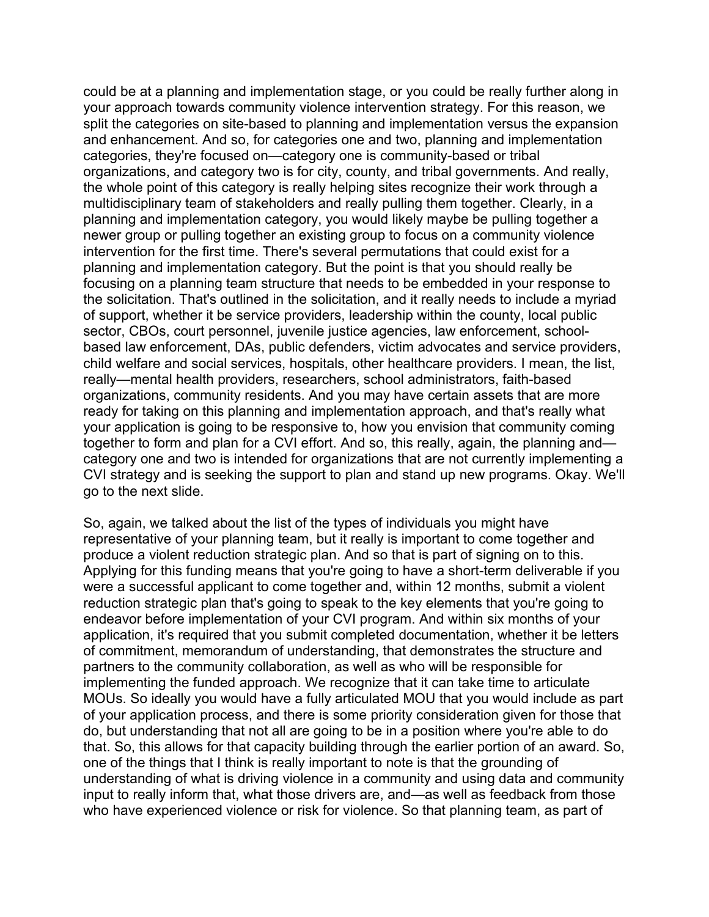could be at a planning and implementation stage, or you could be really further along in your approach towards community violence intervention strategy. For this reason, we split the categories on site-based to planning and implementation versus the expansion and enhancement. And so, for categories one and two, planning and implementation categories, they're focused on—category one is community-based or tribal organizations, and category two is for city, county, and tribal governments. And really, the whole point of this category is really helping sites recognize their work through a multidisciplinary team of stakeholders and really pulling them together. Clearly, in a planning and implementation category, you would likely maybe be pulling together a newer group or pulling together an existing group to focus on a community violence intervention for the first time. There's several permutations that could exist for a planning and implementation category. But the point is that you should really be focusing on a planning team structure that needs to be embedded in your response to the solicitation. That's outlined in the solicitation, and it really needs to include a myriad of support, whether it be service providers, leadership within the county, local public sector, CBOs, court personnel, juvenile justice agencies, law enforcement, school-based law enforcement, DAs, public defenders, victim advocates and service providers, child welfare and social services, hospitals, other healthcare providers. I mean, the list, really—mental health providers, researchers, school administrators, faith-based organizations, community residents. And you may have certain assets that are more ready for taking on this planning and implementation approach, and that's really what your application is going to be responsive to, how you envision that community coming together to form and plan for a CVI effort. And so, this really, again, the planning and—category one and two is intended for organizations that are not currently implementing a CVI strategy and is seeking the support to plan and stand up new programs. Okay. We'll go to the next slide.

So, again, we talked about the list of the types of individuals you might have representative of your planning team, but it really is important to come together and produce a violent reduction strategic plan. And so that is part of signing on to this. Applying for this funding means that you're going to have a short-term deliverable if you were a successful applicant to come together and, within 12 months, submit a violent reduction strategic plan that's going to speak to the key elements that you're going to endeavor before implementation of your CVI program. And within six months of your application, it's required that you submit completed documentation, whether it be letters of commitment, memorandum of understanding, that demonstrates the structure and partners to the community collaboration, as well as who will be responsible for implementing the funded approach. We recognize that it can take time to articulate MOUs. So ideally you would have a fully articulated MOU that you would include as part of your application process, and there is some priority consideration given for those that do, but understanding that not all are going to be in a position where you're able to do that. So, this allows for that capacity building through the earlier portion of an award. So, one of the things that I think is really important to note is that the grounding of understanding of what is driving violence in a community and using data and community input to really inform that, what those drivers are, and—as well as feedback from those who have experienced violence or risk for violence. So that planning team, as part of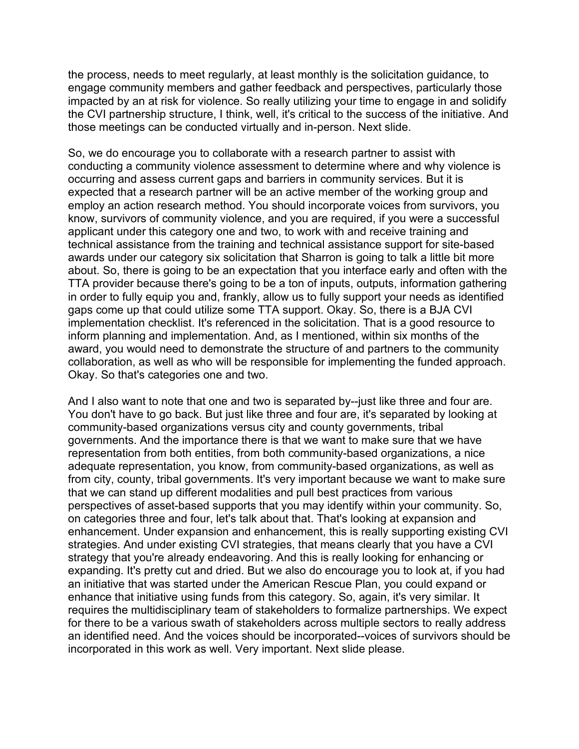the process, needs to meet regularly, at least monthly is the solicitation guidance, to engage community members and gather feedback and perspectives, particularly those impacted by an at risk for violence. So really utilizing your time to engage in and solidify the CVI partnership structure, I think, well, it's critical to the success of the initiative. And those meetings can be conducted virtually and in-person. Next slide.

So, we do encourage you to collaborate with a research partner to assist with conducting a community violence assessment to determine where and why violence is occurring and assess current gaps and barriers in community services. But it is expected that a research partner will be an active member of the working group and employ an action research method. You should incorporate voices from survivors, you know, survivors of community violence, and you are required, if you were a successful applicant under this category one and two, to work with and receive training and technical assistance from the training and technical assistance support for site-based awards under our category six solicitation that Sharron is going to talk a little bit more about. So, there is going to be an expectation that you interface early and often with the TTA provider because there's going to be a ton of inputs, outputs, information gathering in order to fully equip you and, frankly, allow us to fully support your needs as identified gaps come up that could utilize some TTA support. Okay. So, there is a BJA CVI implementation checklist. It's referenced in the solicitation. That is a good resource to inform planning and implementation. And, as I mentioned, within six months of the award, you would need to demonstrate the structure of and partners to the community collaboration, as well as who will be responsible for implementing the funded approach. Okay. So that's categories one and two.

And I also want to note that one and two is separated by--just like three and four are. You don't have to go back. But just like three and four are, it's separated by looking at community-based organizations versus city and county governments, tribal governments. And the importance there is that we want to make sure that we have representation from both entities, from both community-based organizations, a nice adequate representation, you know, from community-based organizations, as well as from city, county, tribal governments. It's very important because we want to make sure that we can stand up different modalities and pull best practices from various perspectives of asset-based supports that you may identify within your community. So, on categories three and four, let's talk about that. That's looking at expansion and enhancement. Under expansion and enhancement, this is really supporting existing CVI strategies. And under existing CVI strategies, that means clearly that you have a CVI strategy that you're already endeavoring. And this is really looking for enhancing or expanding. It's pretty cut and dried. But we also do encourage you to look at, if you had an initiative that was started under the American Rescue Plan, you could expand or enhance that initiative using funds from this category. So, again, it's very similar. It requires the multidisciplinary team of stakeholders to formalize partnerships. We expect for there to be a various swath of stakeholders across multiple sectors to really address an identified need. And the voices should be incorporated--voices of survivors should be incorporated in this work as well. Very important. Next slide please.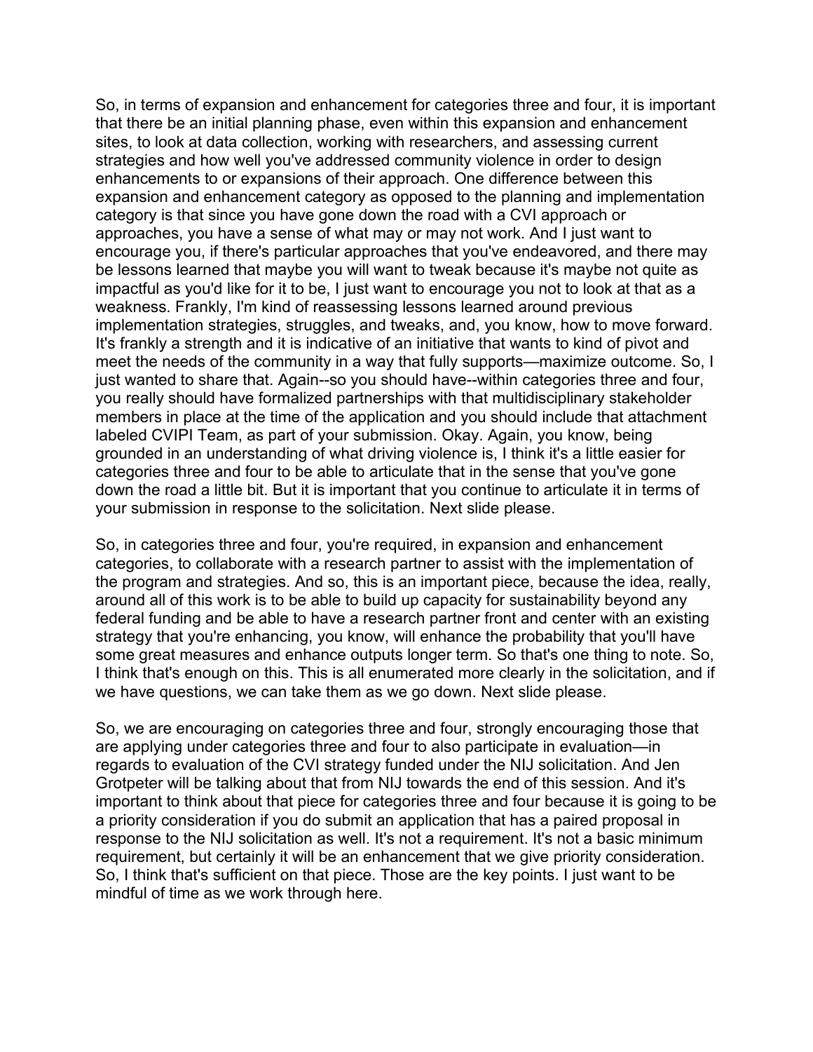So, in terms of expansion and enhancement for categories three and four, it is important that there be an initial planning phase, even within this expansion and enhancement sites, to look at data collection, working with researchers, and assessing current strategies and how well you've addressed community violence in order to design enhancements to or expansions of their approach. One difference between this expansion and enhancement category as opposed to the planning and implementation category is that since you have gone down the road with a CVI approach or approaches, you have a sense of what may or may not work. And I just want to encourage you, if there's particular approaches that you've endeavored, and there may be lessons learned that maybe you will want to tweak because it's maybe not quite as impactful as you'd like for it to be, I just want to encourage you not to look at that as a weakness. Frankly, I'm kind of reassessing lessons learned around previous implementation strategies, struggles, and tweaks, and, you know, how to move forward. It's frankly a strength and it is indicative of an initiative that wants to kind of pivot and meet the needs of the community in a way that fully supports—maximize outcome. So, I just wanted to share that. Again--so you should have--within categories three and four, you really should have formalized partnerships with that multidisciplinary stakeholder members in place at the time of the application and you should include that attachment labeled CVIPI Team, as part of your submission. Okay. Again, you know, being grounded in an understanding of what driving violence is, I think it's a little easier for categories three and four to be able to articulate that in the sense that you've gone down the road a little bit. But it is important that you continue to articulate it in terms of your submission in response to the solicitation. Next slide please.

So, in categories three and four, you're required, in expansion and enhancement categories, to collaborate with a research partner to assist with the implementation of the program and strategies. And so, this is an important piece, because the idea, really, around all of this work is to be able to build up capacity for sustainability beyond any federal funding and be able to have a research partner front and center with an existing strategy that you're enhancing, you know, will enhance the probability that you'll have some great measures and enhance outputs longer term. So that's one thing to note. So, I think that's enough on this. This is all enumerated more clearly in the solicitation, and if we have questions, we can take them as we go down. Next slide please.

So, we are encouraging on categories three and four, strongly encouraging those that are applying under categories three and four to also participate in evaluation—in regards to evaluation of the CVI strategy funded under the NIJ solicitation. And Jen Grotpeter will be talking about that from NIJ towards the end of this session. And it's important to think about that piece for categories three and four because it is going to be a priority consideration if you do submit an application that has a paired proposal in response to the NIJ solicitation as well. It's not a requirement. It's not a basic minimum requirement, but certainly it will be an enhancement that we give priority consideration. So, I think that's sufficient on that piece. Those are the key points. I just want to be mindful of time as we work through here.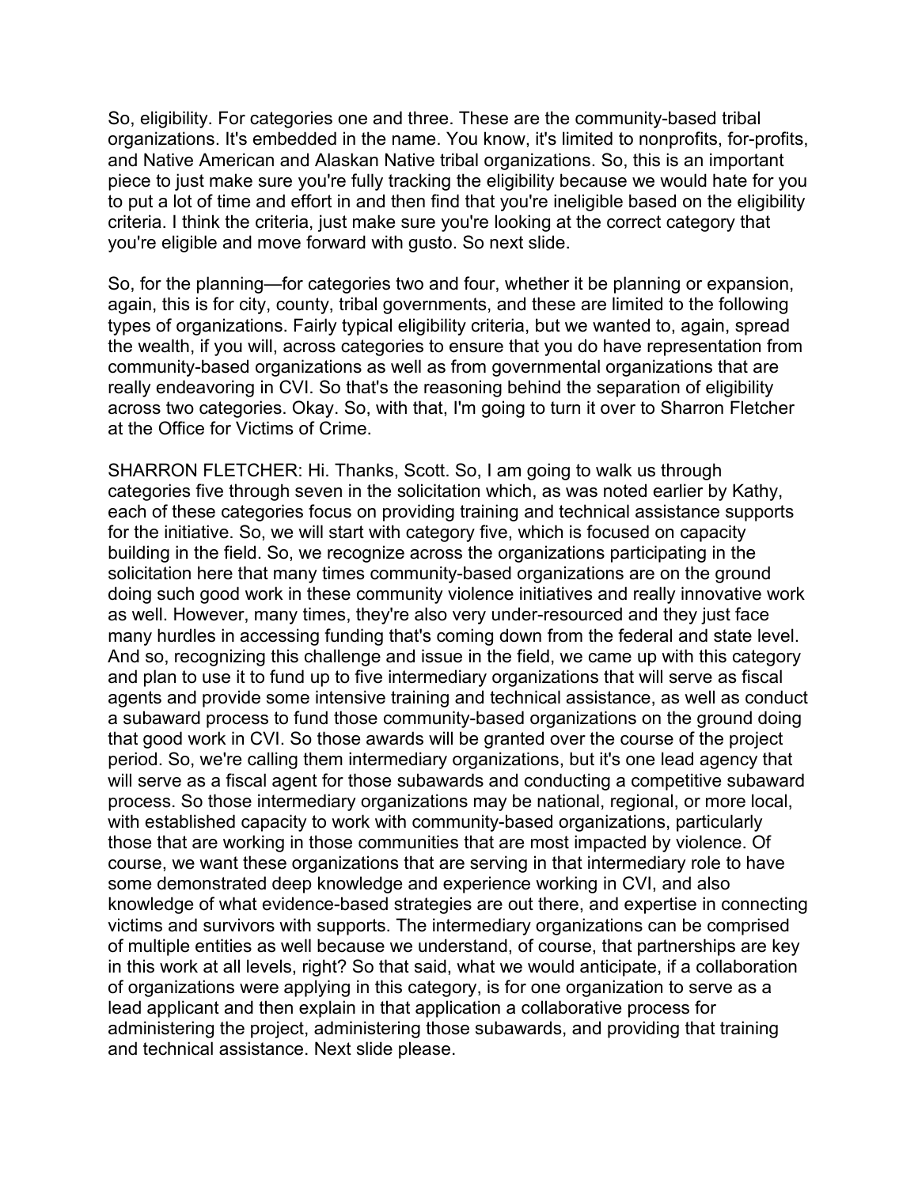So, eligibility. For categories one and three. These are the community-based tribal organizations. It's embedded in the name. You know, it's limited to nonprofits, for-profits, and Native American and Alaskan Native tribal organizations. So, this is an important piece to just make sure you're fully tracking the eligibility because we would hate for you to put a lot of time and effort in and then find that you're ineligible based on the eligibility criteria. I think the criteria, just make sure you're looking at the correct category that you're eligible and move forward with gusto. So next slide.

So, for the planning—for categories two and four, whether it be planning or expansion, again, this is for city, county, tribal governments, and these are limited to the following types of organizations. Fairly typical eligibility criteria, but we wanted to, again, spread the wealth, if you will, across categories to ensure that you do have representation from community-based organizations as well as from governmental organizations that are really endeavoring in CVI. So that's the reasoning behind the separation of eligibility across two categories. Okay. So, with that, I'm going to turn it over to Sharron Fletcher at the Office for Victims of Crime.

SHARRON FLETCHER: Hi. Thanks, Scott. So, I am going to walk us through categories five through seven in the solicitation which, as was noted earlier by Kathy, each of these categories focus on providing training and technical assistance supports for the initiative. So, we will start with category five, which is focused on capacity building in the field. So, we recognize across the organizations participating in the solicitation here that many times community-based organizations are on the ground doing such good work in these community violence initiatives and really innovative work as well. However, many times, they're also very under-resourced and they just face many hurdles in accessing funding that's coming down from the federal and state level. And so, recognizing this challenge and issue in the field, we came up with this category and plan to use it to fund up to five intermediary organizations that will serve as fiscal agents and provide some intensive training and technical assistance, as well as conduct a subaward process to fund those community-based organizations on the ground doing that good work in CVI. So those awards will be granted over the course of the project period. So, we're calling them intermediary organizations, but it's one lead agency that will serve as a fiscal agent for those subawards and conducting a competitive subaward process. So those intermediary organizations may be national, regional, or more local, with established capacity to work with community-based organizations, particularly those that are working in those communities that are most impacted by violence. Of course, we want these organizations that are serving in that intermediary role to have some demonstrated deep knowledge and experience working in CVI, and also knowledge of what evidence-based strategies are out there, and expertise in connecting victims and survivors with supports. The intermediary organizations can be comprised of multiple entities as well because we understand, of course, that partnerships are key in this work at all levels, right? So that said, what we would anticipate, if a collaboration of organizations were applying in this category, is for one organization to serve as a lead applicant and then explain in that application a collaborative process for administering the project, administering those subawards, and providing that training and technical assistance. Next slide please.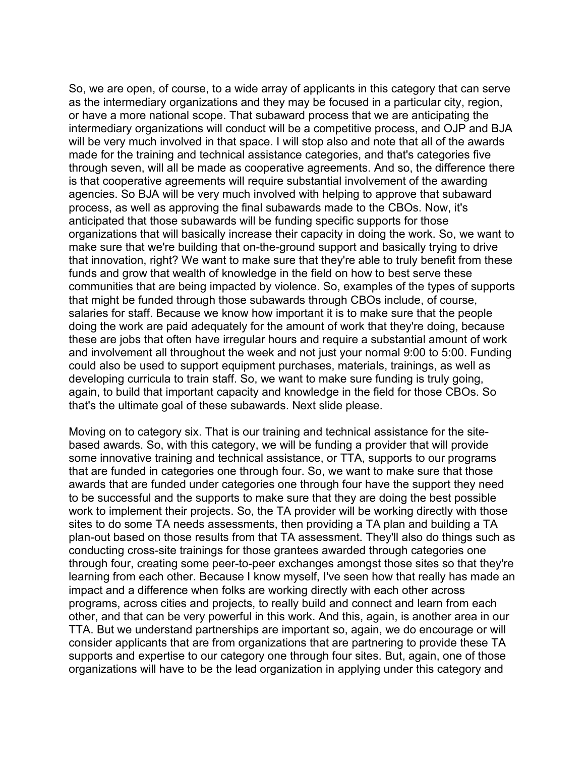So, we are open, of course, to a wide array of applicants in this category that can serve as the intermediary organizations and they may be focused in a particular city, region, or have a more national scope. That subaward process that we are anticipating the intermediary organizations will conduct will be a competitive process, and OJP and BJA will be very much involved in that space. I will stop also and note that all of the awards made for the training and technical assistance categories, and that's categories five through seven, will all be made as cooperative agreements. And so, the difference there is that cooperative agreements will require substantial involvement of the awarding agencies. So BJA will be very much involved with helping to approve that subaward process, as well as approving the final subawards made to the CBOs. Now, it's anticipated that those subawards will be funding specific supports for those organizations that will basically increase their capacity in doing the work. So, we want to make sure that we're building that on-the-ground support and basically trying to drive that innovation, right? We want to make sure that they're able to truly benefit from these funds and grow that wealth of knowledge in the field on how to best serve these communities that are being impacted by violence. So, examples of the types of supports that might be funded through those subawards through CBOs include, of course, salaries for staff. Because we know how important it is to make sure that the people doing the work are paid adequately for the amount of work that they're doing, because these are jobs that often have irregular hours and require a substantial amount of work and involvement all throughout the week and not just your normal 9:00 to 5:00. Funding could also be used to support equipment purchases, materials, trainings, as well as developing curricula to train staff. So, we want to make sure funding is truly going, again, to build that important capacity and knowledge in the field for those CBOs. So that's the ultimate goal of these subawards. Next slide please.

Moving on to category six. That is our training and technical assistance for the site-based awards. So, with this category, we will be funding a provider that will provide some innovative training and technical assistance, or TTA, supports to our programs that are funded in categories one through four. So, we want to make sure that those awards that are funded under categories one through four have the support they need to be successful and the supports to make sure that they are doing the best possible work to implement their projects. So, the TA provider will be working directly with those sites to do some TA needs assessments, then providing a TA plan and building a TA plan-out based on those results from that TA assessment. They'll also do things such as conducting cross-site trainings for those grantees awarded through categories one through four, creating some peer-to-peer exchanges amongst those sites so that they're learning from each other. Because I know myself, I've seen how that really has made an impact and a difference when folks are working directly with each other across programs, across cities and projects, to really build and connect and learn from each other, and that can be very powerful in this work. And this, again, is another area in our TTA. But we understand partnerships are important so, again, we do encourage or will consider applicants that are from organizations that are partnering to provide these TA supports and expertise to our category one through four sites. But, again, one of those organizations will have to be the lead organization in applying under this category and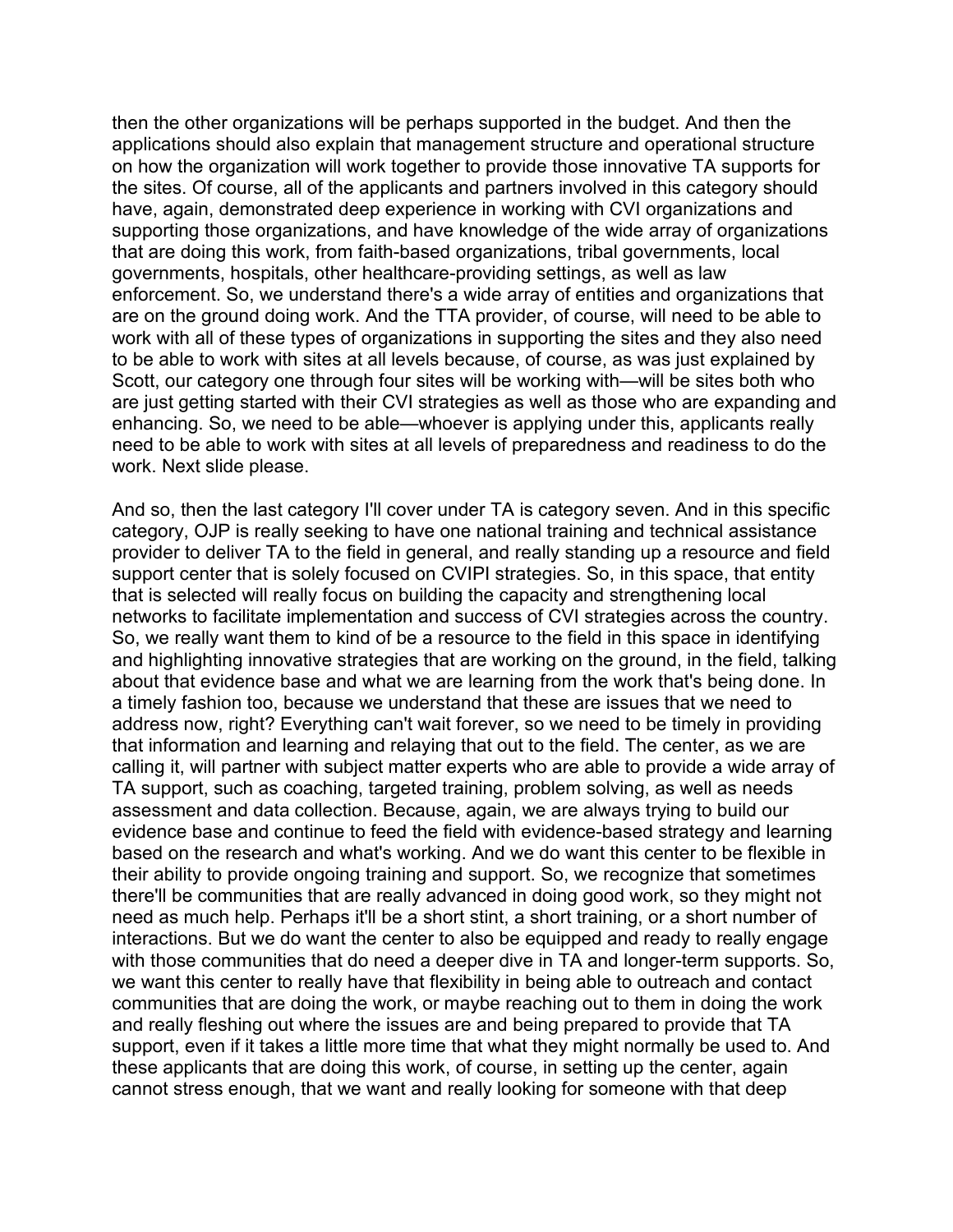then the other organizations will be perhaps supported in the budget. And then the applications should also explain that management structure and operational structure on how the organization will work together to provide those innovative TA supports for the sites. Of course, all of the applicants and partners involved in this category should have, again, demonstrated deep experience in working with CVI organizations and supporting those organizations, and have knowledge of the wide array of organizations that are doing this work, from faith-based organizations, tribal governments, local governments, hospitals, other healthcare-providing settings, as well as law enforcement. So, we understand there's a wide array of entities and organizations that are on the ground doing work. And the TTA provider, of course, will need to be able to work with all of these types of organizations in supporting the sites and they also need to be able to work with sites at all levels because, of course, as was just explained by Scott, our category one through four sites will be working with—will be sites both who are just getting started with their CVI strategies as well as those who are expanding and enhancing. So, we need to be able—whoever is applying under this, applicants really need to be able to work with sites at all levels of preparedness and readiness to do the work. Next slide please.

And so, then the last category I'll cover under TA is category seven. And in this specific category, OJP is really seeking to have one national training and technical assistance provider to deliver TA to the field in general, and really standing up a resource and field support center that is solely focused on CVIPI strategies. So, in this space, that entity that is selected will really focus on building the capacity and strengthening local networks to facilitate implementation and success of CVI strategies across the country. So, we really want them to kind of be a resource to the field in this space in identifying and highlighting innovative strategies that are working on the ground, in the field, talking about that evidence base and what we are learning from the work that's being done. In a timely fashion too, because we understand that these are issues that we need to address now, right? Everything can't wait forever, so we need to be timely in providing that information and learning and relaying that out to the field. The center, as we are calling it, will partner with subject matter experts who are able to provide a wide array of TA support, such as coaching, targeted training, problem solving, as well as needs assessment and data collection. Because, again, we are always trying to build our evidence base and continue to feed the field with evidence-based strategy and learning based on the research and what's working. And we do want this center to be flexible in their ability to provide ongoing training and support. So, we recognize that sometimes there'll be communities that are really advanced in doing good work, so they might not need as much help. Perhaps it'll be a short stint, a short training, or a short number of interactions. But we do want the center to also be equipped and ready to really engage with those communities that do need a deeper dive in TA and longer-term supports. So, we want this center to really have that flexibility in being able to outreach and contact communities that are doing the work, or maybe reaching out to them in doing the work and really fleshing out where the issues are and being prepared to provide that TA support, even if it takes a little more time that what they might normally be used to. And these applicants that are doing this work, of course, in setting up the center, again cannot stress enough, that we want and really looking for someone with that deep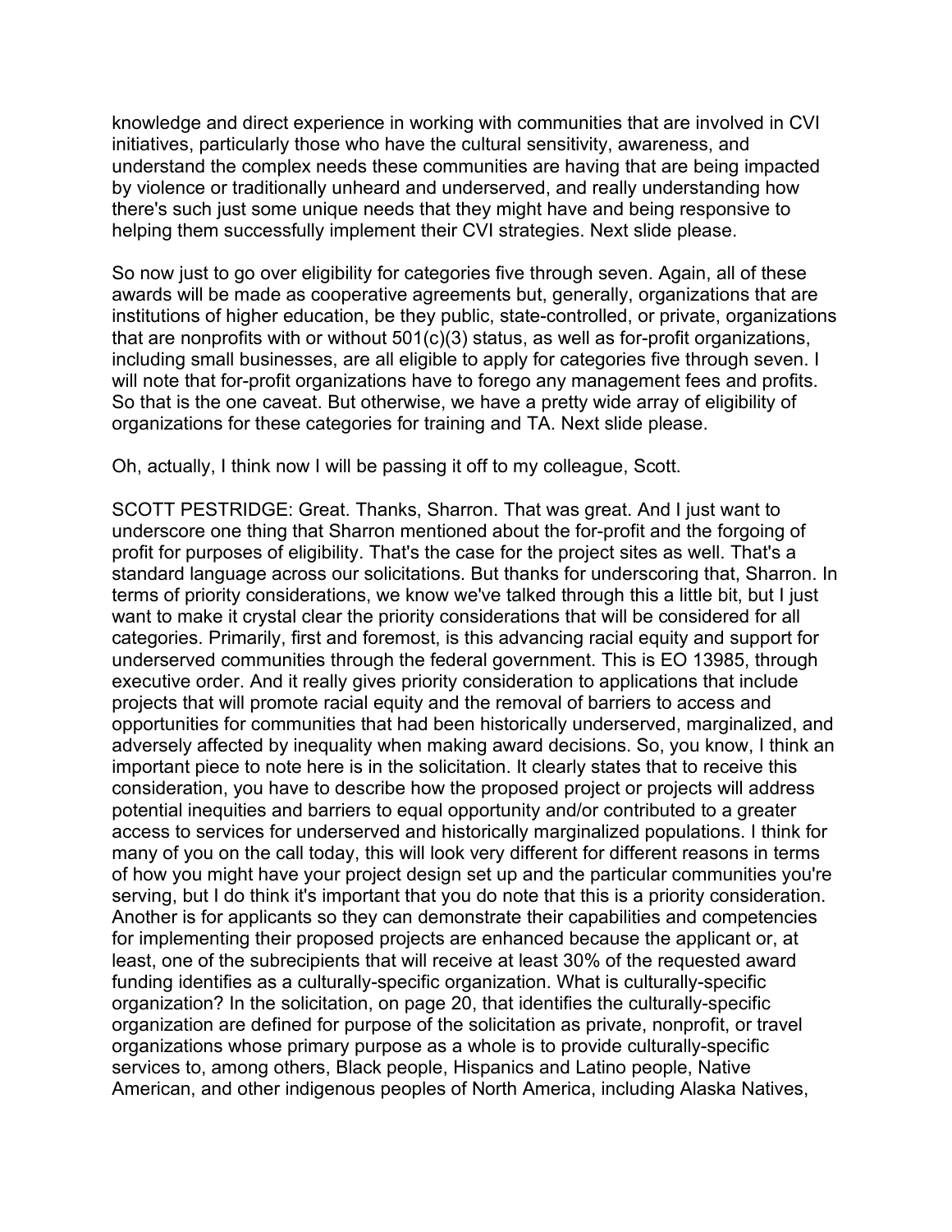knowledge and direct experience in working with communities that are involved in CVI initiatives, particularly those who have the cultural sensitivity, awareness, and understand the complex needs these communities are having that are being impacted by violence or traditionally unheard and underserved, and really understanding how there's such just some unique needs that they might have and being responsive to helping them successfully implement their CVI strategies. Next slide please.

So now just to go over eligibility for categories five through seven. Again, all of these awards will be made as cooperative agreements but, generally, organizations that are institutions of higher education, be they public, state-controlled, or private, organizations that are nonprofits with or without 501(c)(3) status, as well as for-profit organizations, including small businesses, are all eligible to apply for categories five through seven. I will note that for-profit organizations have to forego any management fees and profits. So that is the one caveat. But otherwise, we have a pretty wide array of eligibility of organizations for these categories for training and TA. Next slide please.

Oh, actually, I think now I will be passing it off to my colleague, Scott.

SCOTT PESTRIDGE: Great. Thanks, Sharron. That was great. And I just want to underscore one thing that Sharron mentioned about the for-profit and the forgoing of profit for purposes of eligibility. That's the case for the project sites as well. That's a standard language across our solicitations. But thanks for underscoring that, Sharron. In terms of priority considerations, we know we've talked through this a little bit, but I just want to make it crystal clear the priority considerations that will be considered for all categories. Primarily, first and foremost, is this advancing racial equity and support for underserved communities through the federal government. This is EO 13985, through executive order. And it really gives priority consideration to applications that include projects that will promote racial equity and the removal of barriers to access and opportunities for communities that had been historically underserved, marginalized, and adversely affected by inequality when making award decisions. So, you know, I think an important piece to note here is in the solicitation. It clearly states that to receive this consideration, you have to describe how the proposed project or projects will address potential inequities and barriers to equal opportunity and/or contributed to a greater access to services for underserved and historically marginalized populations. I think for many of you on the call today, this will look very different for different reasons in terms of how you might have your project design set up and the particular communities you're serving, but I do think it's important that you do note that this is a priority consideration. Another is for applicants so they can demonstrate their capabilities and competencies for implementing their proposed projects are enhanced because the applicant or, at least, one of the subrecipients that will receive at least 30% of the requested award funding identifies as a culturally-specific organization. What is culturally-specific organization? In the solicitation, on page 20, that identifies the culturally-specific organization are defined for purpose of the solicitation as private, nonprofit, or travel organizations whose primary purpose as a whole is to provide culturally-specific services to, among others, Black people, Hispanics and Latino people, Native American, and other indigenous peoples of North America, including Alaska Natives,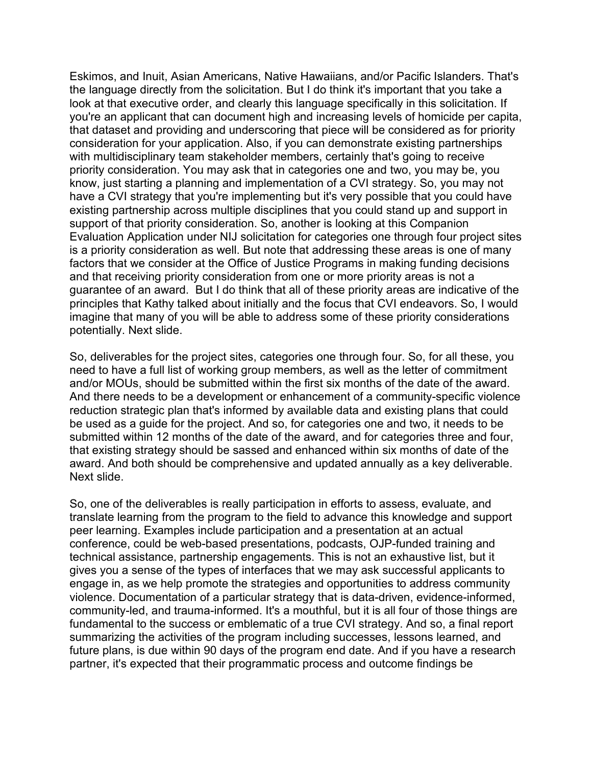Eskimos, and Inuit, Asian Americans, Native Hawaiians, and/or Pacific Islanders. That's the language directly from the solicitation. But I do think it's important that you take a look at that executive order, and clearly this language specifically in this solicitation. If you're an applicant that can document high and increasing levels of homicide per capita, that dataset and providing and underscoring that piece will be considered as for priority consideration for your application. Also, if you can demonstrate existing partnerships with multidisciplinary team stakeholder members, certainly that's going to receive priority consideration. You may ask that in categories one and two, you may be, you know, just starting a planning and implementation of a CVI strategy. So, you may not have a CVI strategy that you're implementing but it's very possible that you could have existing partnership across multiple disciplines that you could stand up and support in support of that priority consideration. So, another is looking at this Companion Evaluation Application under NIJ solicitation for categories one through four project sites is a priority consideration as well. But note that addressing these areas is one of many factors that we consider at the Office of Justice Programs in making funding decisions and that receiving priority consideration from one or more priority areas is not a guarantee of an award. But I do think that all of these priority areas are indicative of the principles that Kathy talked about initially and the focus that CVI endeavors. So, I would imagine that many of you will be able to address some of these priority considerations potentially. Next slide.

So, deliverables for the project sites, categories one through four. So, for all these, you need to have a full list of working group members, as well as the letter of commitment and/or MOUs, should be submitted within the first six months of the date of the award. And there needs to be a development or enhancement of a community-specific violence reduction strategic plan that's informed by available data and existing plans that could be used as a guide for the project. And so, for categories one and two, it needs to be submitted within 12 months of the date of the award, and for categories three and four, that existing strategy should be sassed and enhanced within six months of date of the award. And both should be comprehensive and updated annually as a key deliverable. Next slide.

So, one of the deliverables is really participation in efforts to assess, evaluate, and translate learning from the program to the field to advance this knowledge and support peer learning. Examples include participation and a presentation at an actual conference, could be web-based presentations, podcasts, OJP-funded training and technical assistance, partnership engagements. This is not an exhaustive list, but it gives you a sense of the types of interfaces that we may ask successful applicants to engage in, as we help promote the strategies and opportunities to address community violence. Documentation of a particular strategy that is data-driven, evidence-informed, community-led, and trauma-informed. It's a mouthful, but it is all four of those things are fundamental to the success or emblematic of a true CVI strategy. And so, a final report summarizing the activities of the program including successes, lessons learned, and future plans, is due within 90 days of the program end date. And if you have a research partner, it's expected that their programmatic process and outcome findings be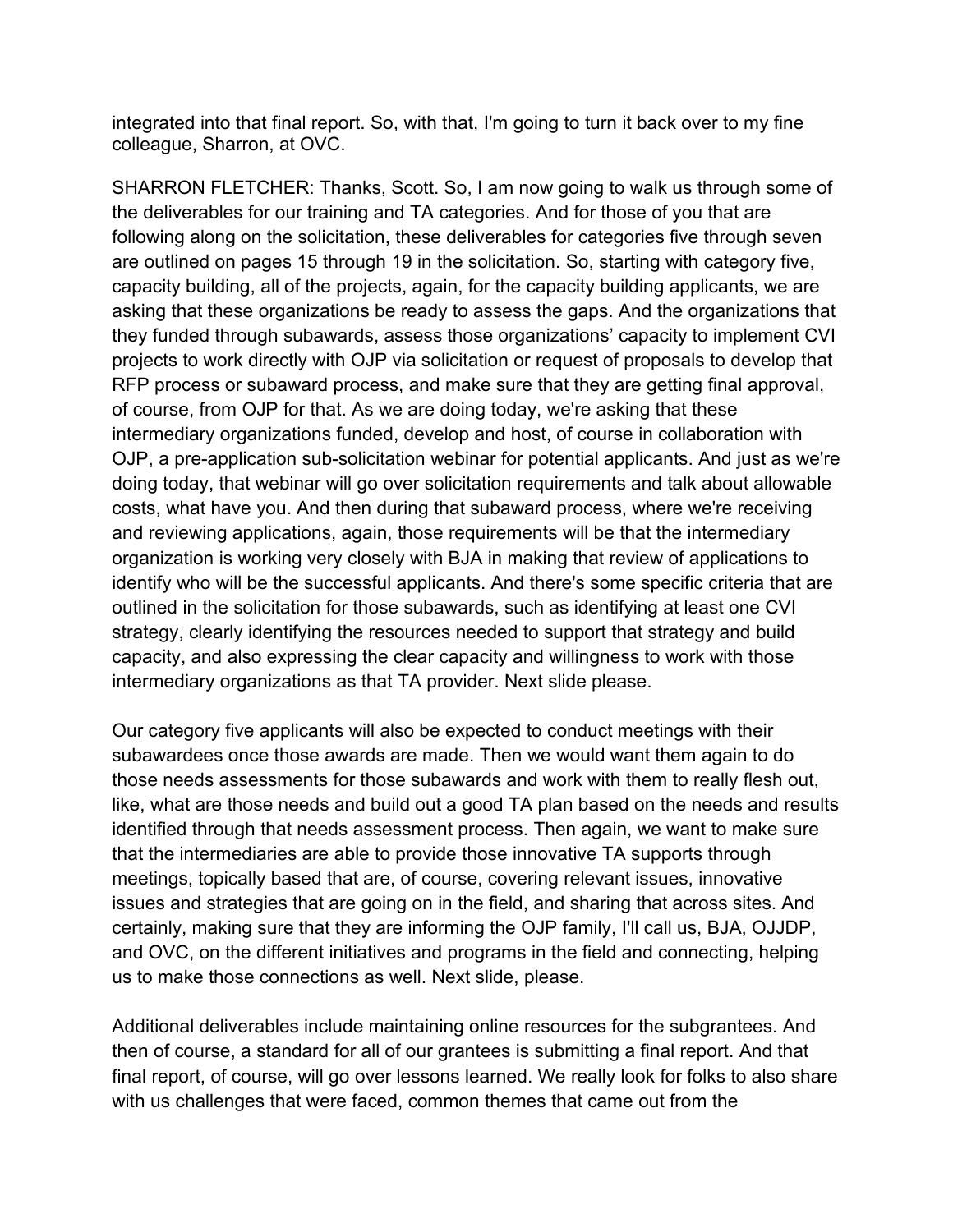integrated into that final report. So, with that, I'm going to turn it back over to my fine colleague, Sharron, at OVC.

SHARRON FLETCHER: Thanks, Scott. So, I am now going to walk us through some of the deliverables for our training and TA categories. And for those of you that are following along on the solicitation, these deliverables for categories five through seven are outlined on pages 15 through 19 in the solicitation. So, starting with category five, capacity building, all of the projects, again, for the capacity building applicants, we are asking that these organizations be ready to assess the gaps. And the organizations that they funded through subawards, assess those organizations' capacity to implement CVI projects to work directly with OJP via solicitation or request of proposals to develop that RFP process or subaward process, and make sure that they are getting final approval, of course, from OJP for that. As we are doing today, we're asking that these intermediary organizations funded, develop and host, of course in collaboration with OJP, a pre-application sub-solicitation webinar for potential applicants. And just as we're doing today, that webinar will go over solicitation requirements and talk about allowable costs, what have you. And then during that subaward process, where we're receiving and reviewing applications, again, those requirements will be that the intermediary organization is working very closely with BJA in making that review of applications to identify who will be the successful applicants. And there's some specific criteria that are outlined in the solicitation for those subawards, such as identifying at least one CVI strategy, clearly identifying the resources needed to support that strategy and build capacity, and also expressing the clear capacity and willingness to work with those intermediary organizations as that TA provider. Next slide please.

Our category five applicants will also be expected to conduct meetings with their subawardees once those awards are made. Then we would want them again to do those needs assessments for those subawards and work with them to really flesh out, like, what are those needs and build out a good TA plan based on the needs and results identified through that needs assessment process. Then again, we want to make sure that the intermediaries are able to provide those innovative TA supports through meetings, topically based that are, of course, covering relevant issues, innovative issues and strategies that are going on in the field, and sharing that across sites. And certainly, making sure that they are informing the OJP family, I'll call us, BJA, OJJDP, and OVC, on the different initiatives and programs in the field and connecting, helping us to make those connections as well. Next slide, please.

Additional deliverables include maintaining online resources for the subgrantees. And then of course, a standard for all of our grantees is submitting a final report. And that final report, of course, will go over lessons learned. We really look for folks to also share with us challenges that were faced, common themes that came out from the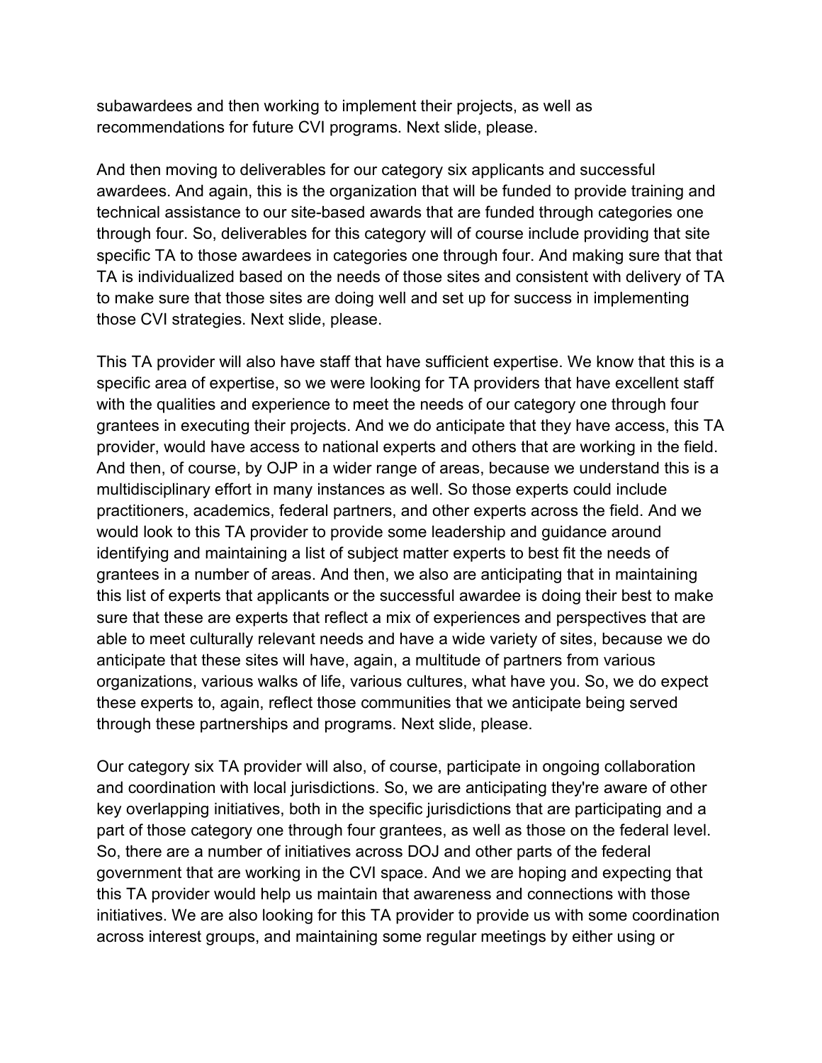subawardees and then working to implement their projects, as well as recommendations for future CVI programs. Next slide, please.

And then moving to deliverables for our category six applicants and successful awardees. And again, this is the organization that will be funded to provide training and technical assistance to our site-based awards that are funded through categories one through four. So, deliverables for this category will of course include providing that site specific TA to those awardees in categories one through four. And making sure that that TA is individualized based on the needs of those sites and consistent with delivery of TA to make sure that those sites are doing well and set up for success in implementing those CVI strategies. Next slide, please.

This TA provider will also have staff that have sufficient expertise. We know that this is a specific area of expertise, so we were looking for TA providers that have excellent staff with the qualities and experience to meet the needs of our category one through four grantees in executing their projects. And we do anticipate that they have access, this TA provider, would have access to national experts and others that are working in the field. And then, of course, by OJP in a wider range of areas, because we understand this is a multidisciplinary effort in many instances as well. So those experts could include practitioners, academics, federal partners, and other experts across the field. And we would look to this TA provider to provide some leadership and guidance around identifying and maintaining a list of subject matter experts to best fit the needs of grantees in a number of areas. And then, we also are anticipating that in maintaining this list of experts that applicants or the successful awardee is doing their best to make sure that these are experts that reflect a mix of experiences and perspectives that are able to meet culturally relevant needs and have a wide variety of sites, because we do anticipate that these sites will have, again, a multitude of partners from various organizations, various walks of life, various cultures, what have you. So, we do expect these experts to, again, reflect those communities that we anticipate being served through these partnerships and programs. Next slide, please.

Our category six TA provider will also, of course, participate in ongoing collaboration and coordination with local jurisdictions. So, we are anticipating they're aware of other key overlapping initiatives, both in the specific jurisdictions that are participating and a part of those category one through four grantees, as well as those on the federal level. So, there are a number of initiatives across DOJ and other parts of the federal government that are working in the CVI space. And we are hoping and expecting that this TA provider would help us maintain that awareness and connections with those initiatives. We are also looking for this TA provider to provide us with some coordination across interest groups, and maintaining some regular meetings by either using or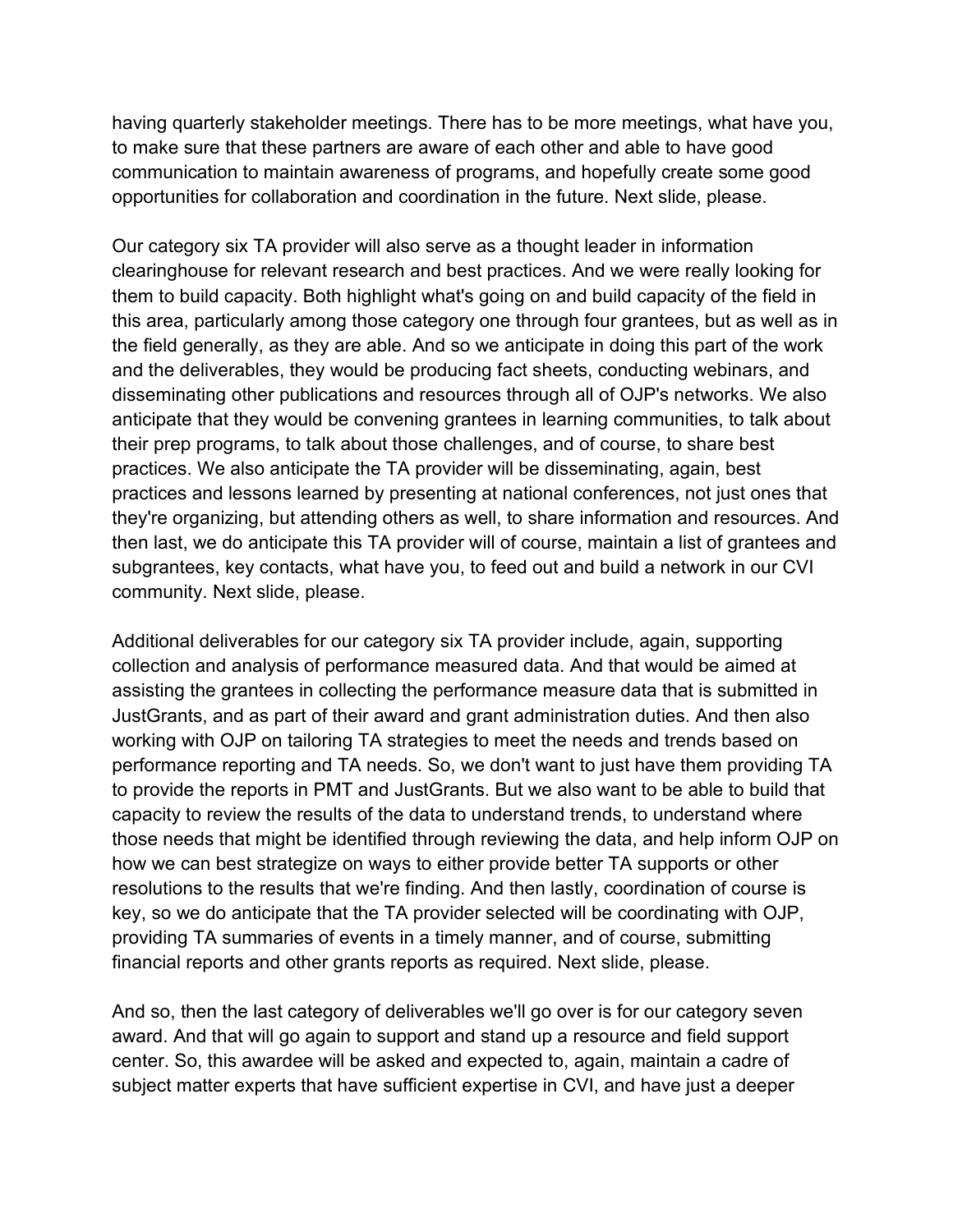having quarterly stakeholder meetings. There has to be more meetings, what have you, to make sure that these partners are aware of each other and able to have good communication to maintain awareness of programs, and hopefully create some good opportunities for collaboration and coordination in the future. Next slide, please.

Our category six TA provider will also serve as a thought leader in information clearinghouse for relevant research and best practices. And we were really looking for them to build capacity. Both highlight what's going on and build capacity of the field in this area, particularly among those category one through four grantees, but as well as in the field generally, as they are able. And so we anticipate in doing this part of the work and the deliverables, they would be producing fact sheets, conducting webinars, and disseminating other publications and resources through all of OJP's networks. We also anticipate that they would be convening grantees in learning communities, to talk about their prep programs, to talk about those challenges, and of course, to share best practices. We also anticipate the TA provider will be disseminating, again, best practices and lessons learned by presenting at national conferences, not just ones that they're organizing, but attending others as well, to share information and resources. And then last, we do anticipate this TA provider will of course, maintain a list of grantees and subgrantees, key contacts, what have you, to feed out and build a network in our CVI community. Next slide, please.

Additional deliverables for our category six TA provider include, again, supporting collection and analysis of performance measured data. And that would be aimed at assisting the grantees in collecting the performance measure data that is submitted in JustGrants, and as part of their award and grant administration duties. And then also working with OJP on tailoring TA strategies to meet the needs and trends based on performance reporting and TA needs. So, we don't want to just have them providing TA to provide the reports in PMT and JustGrants. But we also want to be able to build that capacity to review the results of the data to understand trends, to understand where those needs that might be identified through reviewing the data, and help inform OJP on how we can best strategize on ways to either provide better TA supports or other resolutions to the results that we're finding. And then lastly, coordination of course is key, so we do anticipate that the TA provider selected will be coordinating with OJP, providing TA summaries of events in a timely manner, and of course, submitting financial reports and other grants reports as required. Next slide, please.

And so, then the last category of deliverables we'll go over is for our category seven award. And that will go again to support and stand up a resource and field support center. So, this awardee will be asked and expected to, again, maintain a cadre of subject matter experts that have sufficient expertise in CVI, and have just a deeper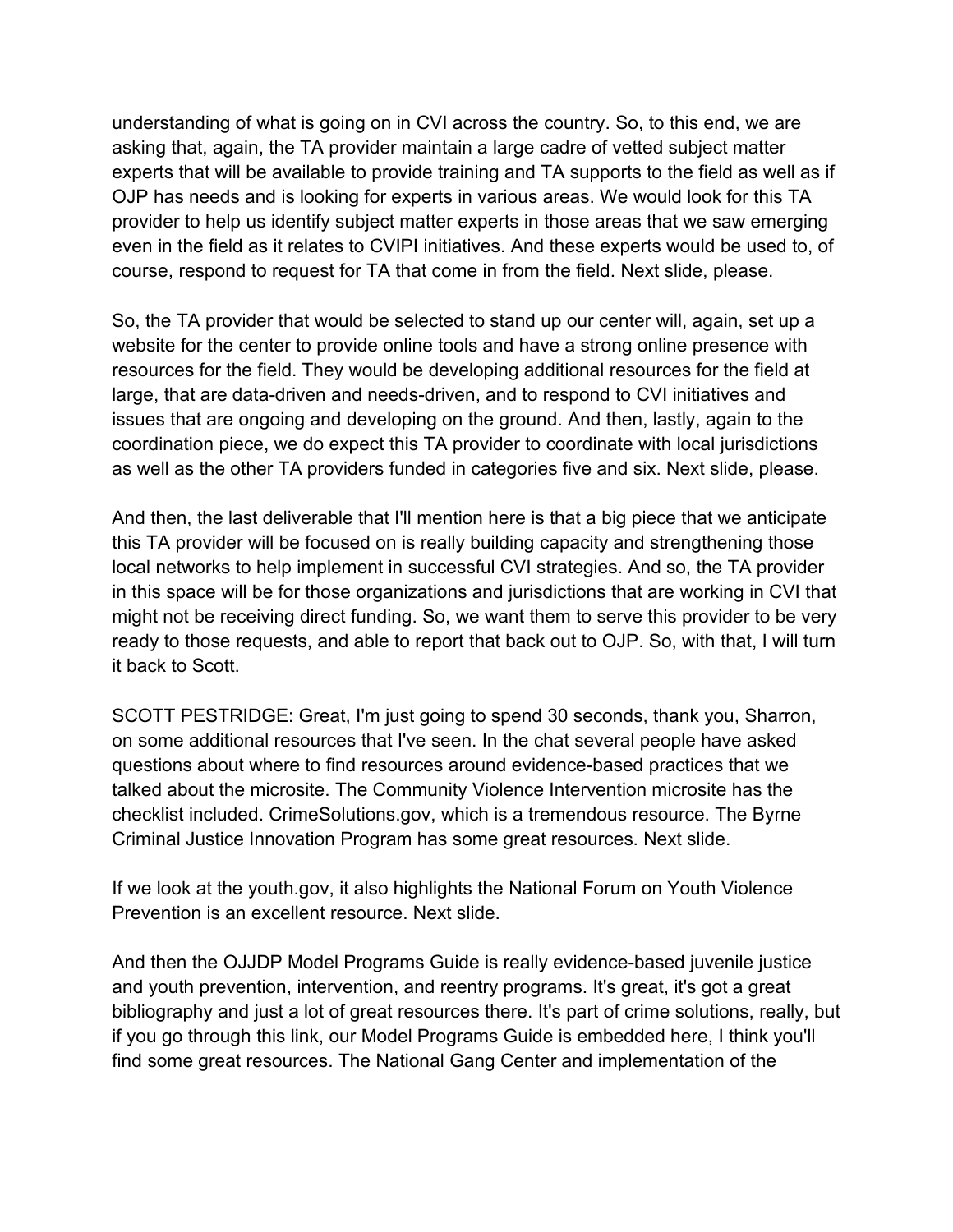understanding of what is going on in CVI across the country. So, to this end, we are asking that, again, the TA provider maintain a large cadre of vetted subject matter experts that will be available to provide training and TA supports to the field as well as if OJP has needs and is looking for experts in various areas. We would look for this TA provider to help us identify subject matter experts in those areas that we saw emerging even in the field as it relates to CVIPI initiatives. And these experts would be used to, of course, respond to request for TA that come in from the field. Next slide, please.

So, the TA provider that would be selected to stand up our center will, again, set up a website for the center to provide online tools and have a strong online presence with resources for the field. They would be developing additional resources for the field at large, that are data-driven and needs-driven, and to respond to CVI initiatives and issues that are ongoing and developing on the ground. And then, lastly, again to the coordination piece, we do expect this TA provider to coordinate with local jurisdictions as well as the other TA providers funded in categories five and six. Next slide, please.

And then, the last deliverable that I'll mention here is that a big piece that we anticipate this TA provider will be focused on is really building capacity and strengthening those local networks to help implement in successful CVI strategies. And so, the TA provider in this space will be for those organizations and jurisdictions that are working in CVI that might not be receiving direct funding. So, we want them to serve this provider to be very ready to those requests, and able to report that back out to OJP. So, with that, I will turn it back to Scott.

SCOTT PESTRIDGE: Great, I'm just going to spend 30 seconds, thank you, Sharron, on some additional resources that I've seen. In the chat several people have asked questions about where to find resources around evidence-based practices that we talked about the microsite. The Community Violence Intervention microsite has the checklist included. CrimeSolutions.gov, which is a tremendous resource. The Byrne Criminal Justice Innovation Program has some great resources. Next slide.

If we look at the youth.gov, it also highlights the National Forum on Youth Violence Prevention is an excellent resource. Next slide.

And then the OJJDP Model Programs Guide is really evidence-based juvenile justice and youth prevention, intervention, and reentry programs. It's great, it's got a great bibliography and just a lot of great resources there. It's part of crime solutions, really, but if you go through this link, our Model Programs Guide is embedded here, I think you'll find some great resources. The National Gang Center and implementation of the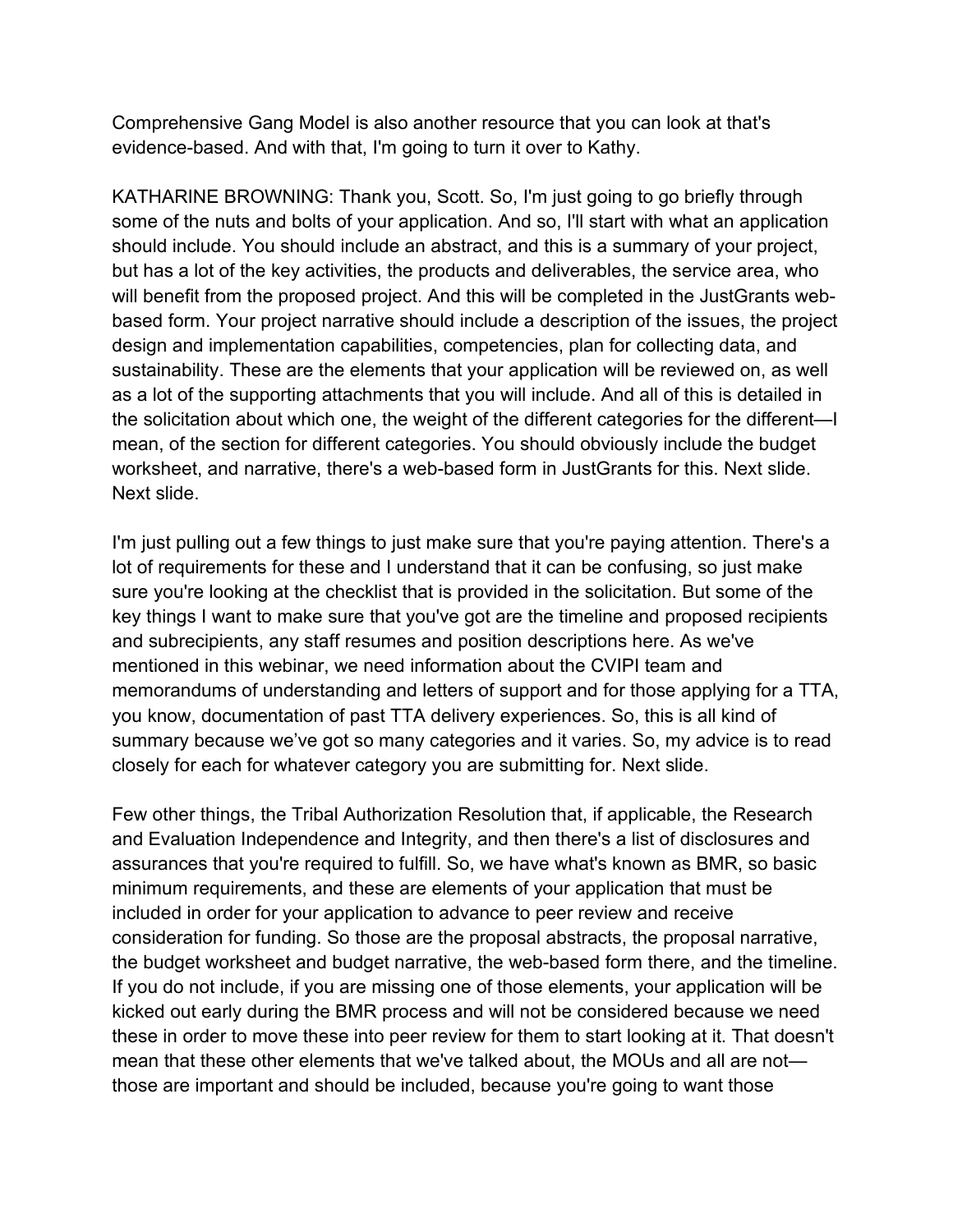Comprehensive Gang Model is also another resource that you can look at that's evidence-based. And with that, I'm going to turn it over to Kathy.

KATHARINE BROWNING: Thank you, Scott. So, I'm just going to go briefly through some of the nuts and bolts of your application. And so, I'll start with what an application should include. You should include an abstract, and this is a summary of your project, but has a lot of the key activities, the products and deliverables, the service area, who will benefit from the proposed project. And this will be completed in the JustGrants web-based form. Your project narrative should include a description of the issues, the project design and implementation capabilities, competencies, plan for collecting data, and sustainability. These are the elements that your application will be reviewed on, as well as a lot of the supporting attachments that you will include. And all of this is detailed in the solicitation about which one, the weight of the different categories for the different—I mean, of the section for different categories. You should obviously include the budget worksheet, and narrative, there's a web-based form in JustGrants for this. Next slide. Next slide.

I'm just pulling out a few things to just make sure that you're paying attention. There's a lot of requirements for these and I understand that it can be confusing, so just make sure you're looking at the checklist that is provided in the solicitation. But some of the key things I want to make sure that you've got are the timeline and proposed recipients and subrecipients, any staff resumes and position descriptions here. As we've mentioned in this webinar, we need information about the CVIPI team and memorandums of understanding and letters of support and for those applying for a TTA, you know, documentation of past TTA delivery experiences. So, this is all kind of summary because we've got so many categories and it varies. So, my advice is to read closely for each for whatever category you are submitting for. Next slide.

Few other things, the Tribal Authorization Resolution that, if applicable, the Research and Evaluation Independence and Integrity, and then there's a list of disclosures and assurances that you're required to fulfill. So, we have what's known as BMR, so basic minimum requirements, and these are elements of your application that must be included in order for your application to advance to peer review and receive consideration for funding. So those are the proposal abstracts, the proposal narrative, the budget worksheet and budget narrative, the web-based form there, and the timeline. If you do not include, if you are missing one of those elements, your application will be kicked out early during the BMR process and will not be considered because we need these in order to move these into peer review for them to start looking at it. That doesn't mean that these other elements that we've talked about, the MOUs and all are not—those are important and should be included, because you're going to want those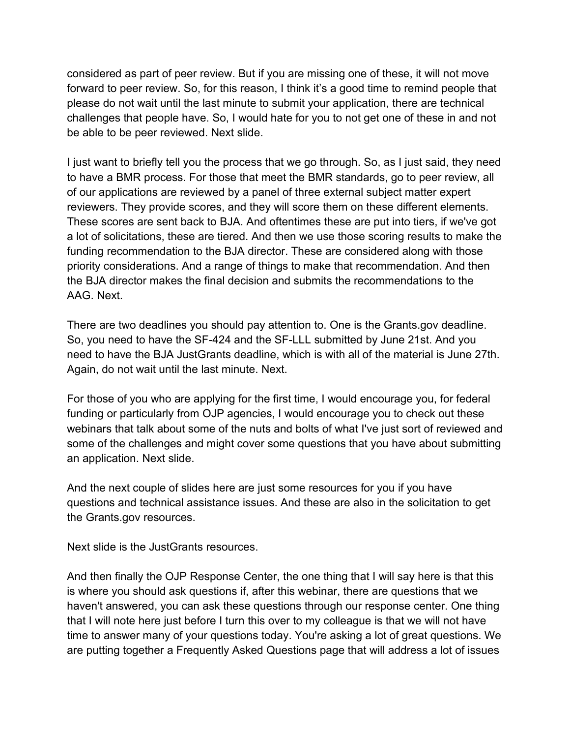considered as part of peer review. But if you are missing one of these, it will not move forward to peer review. So, for this reason, I think it's a good time to remind people that please do not wait until the last minute to submit your application, there are technical challenges that people have. So, I would hate for you to not get one of these in and not be able to be peer reviewed. Next slide.

I just want to briefly tell you the process that we go through. So, as I just said, they need to have a BMR process. For those that meet the BMR standards, go to peer review, all of our applications are reviewed by a panel of three external subject matter expert reviewers. They provide scores, and they will score them on these different elements. These scores are sent back to BJA. And oftentimes these are put into tiers, if we've got a lot of solicitations, these are tiered. And then we use those scoring results to make the funding recommendation to the BJA director. These are considered along with those priority considerations. And a range of things to make that recommendation. And then the BJA director makes the final decision and submits the recommendations to the AAG. Next.

There are two deadlines you should pay attention to. One is the Grants.gov deadline. So, you need to have the SF-424 and the SF-LLL submitted by June 21st. And you need to have the BJA JustGrants deadline, which is with all of the material is June 27th. Again, do not wait until the last minute. Next.

For those of you who are applying for the first time, I would encourage you, for federal funding or particularly from OJP agencies, I would encourage you to check out these webinars that talk about some of the nuts and bolts of what I've just sort of reviewed and some of the challenges and might cover some questions that you have about submitting an application. Next slide.

And the next couple of slides here are just some resources for you if you have questions and technical assistance issues. And these are also in the solicitation to get the Grants.gov resources.

Next slide is the JustGrants resources.

And then finally the OJP Response Center, the one thing that I will say here is that this is where you should ask questions if, after this webinar, there are questions that we haven't answered, you can ask these questions through our response center. One thing that I will note here just before I turn this over to my colleague is that we will not have time to answer many of your questions today. You're asking a lot of great questions. We are putting together a Frequently Asked Questions page that will address a lot of issues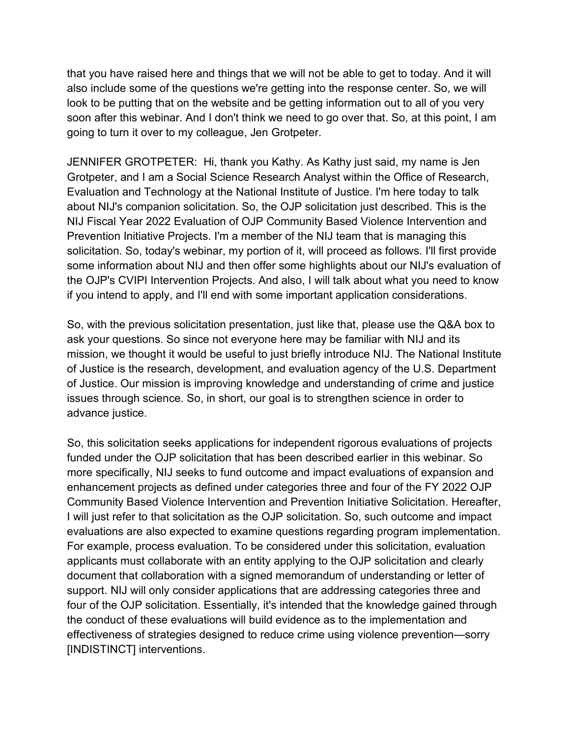that you have raised here and things that we will not be able to get to today. And it will also include some of the questions we're getting into the response center. So, we will look to be putting that on the website and be getting information out to all of you very soon after this webinar. And I don't think we need to go over that. So, at this point, I am going to turn it over to my colleague, Jen Grotpeter.

JENNIFER GROTPETER: Hi, thank you Kathy. As Kathy just said, my name is Jen Grotpeter, and I am a Social Science Research Analyst within the Office of Research, Evaluation and Technology at the National Institute of Justice. I'm here today to talk about NIJ's companion solicitation. So, the OJP solicitation just described. This is the NIJ Fiscal Year 2022 Evaluation of OJP Community Based Violence Intervention and Prevention Initiative Projects. I'm a member of the NIJ team that is managing this solicitation. So, today's webinar, my portion of it, will proceed as follows. I'll first provide some information about NIJ and then offer some highlights about our NIJ's evaluation of the OJP's CVIPI Intervention Projects. And also, I will talk about what you need to know if you intend to apply, and I'll end with some important application considerations.

So, with the previous solicitation presentation, just like that, please use the Q&A box to ask your questions. So since not everyone here may be familiar with NIJ and its mission, we thought it would be useful to just briefly introduce NIJ. The National Institute of Justice is the research, development, and evaluation agency of the U.S. Department of Justice. Our mission is improving knowledge and understanding of crime and justice issues through science. So, in short, our goal is to strengthen science in order to advance justice.

So, this solicitation seeks applications for independent rigorous evaluations of projects funded under the OJP solicitation that has been described earlier in this webinar. So more specifically, NIJ seeks to fund outcome and impact evaluations of expansion and enhancement projects as defined under categories three and four of the FY 2022 OJP Community Based Violence Intervention and Prevention Initiative Solicitation. Hereafter, I will just refer to that solicitation as the OJP solicitation. So, such outcome and impact evaluations are also expected to examine questions regarding program implementation. For example, process evaluation. To be considered under this solicitation, evaluation applicants must collaborate with an entity applying to the OJP solicitation and clearly document that collaboration with a signed memorandum of understanding or letter of support. NIJ will only consider applications that are addressing categories three and four of the OJP solicitation. Essentially, it's intended that the knowledge gained through the conduct of these evaluations will build evidence as to the implementation and effectiveness of strategies designed to reduce crime using violence prevention—sorry [INDISTINCT] interventions.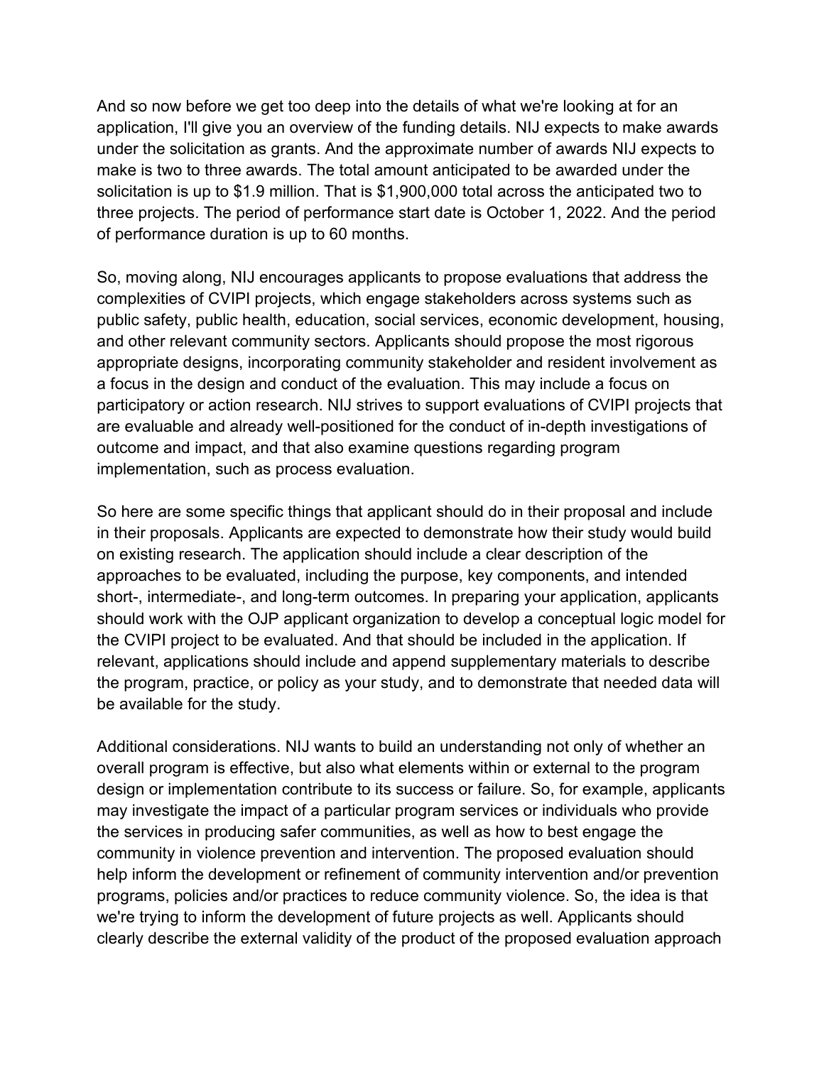And so now before we get too deep into the details of what we're looking at for an application, I'll give you an overview of the funding details. NIJ expects to make awards under the solicitation as grants. And the approximate number of awards NIJ expects to make is two to three awards. The total amount anticipated to be awarded under the solicitation is up to $1.9 million. That is $1,900,000 total across the anticipated two to three projects. The period of performance start date is October 1, 2022. And the period of performance duration is up to 60 months.

So, moving along, NIJ encourages applicants to propose evaluations that address the complexities of CVIPI projects, which engage stakeholders across systems such as public safety, public health, education, social services, economic development, housing, and other relevant community sectors. Applicants should propose the most rigorous appropriate designs, incorporating community stakeholder and resident involvement as a focus in the design and conduct of the evaluation. This may include a focus on participatory or action research. NIJ strives to support evaluations of CVIPI projects that are evaluable and already well-positioned for the conduct of in-depth investigations of outcome and impact, and that also examine questions regarding program implementation, such as process evaluation.

So here are some specific things that applicant should do in their proposal and include in their proposals. Applicants are expected to demonstrate how their study would build on existing research. The application should include a clear description of the approaches to be evaluated, including the purpose, key components, and intended short-, intermediate-, and long-term outcomes. In preparing your application, applicants should work with the OJP applicant organization to develop a conceptual logic model for the CVIPI project to be evaluated. And that should be included in the application. If relevant, applications should include and append supplementary materials to describe the program, practice, or policy as your study, and to demonstrate that needed data will be available for the study.

Additional considerations. NIJ wants to build an understanding not only of whether an overall program is effective, but also what elements within or external to the program design or implementation contribute to its success or failure. So, for example, applicants may investigate the impact of a particular program services or individuals who provide the services in producing safer communities, as well as how to best engage the community in violence prevention and intervention. The proposed evaluation should help inform the development or refinement of community intervention and/or prevention programs, policies and/or practices to reduce community violence. So, the idea is that we're trying to inform the development of future projects as well. Applicants should clearly describe the external validity of the product of the proposed evaluation approach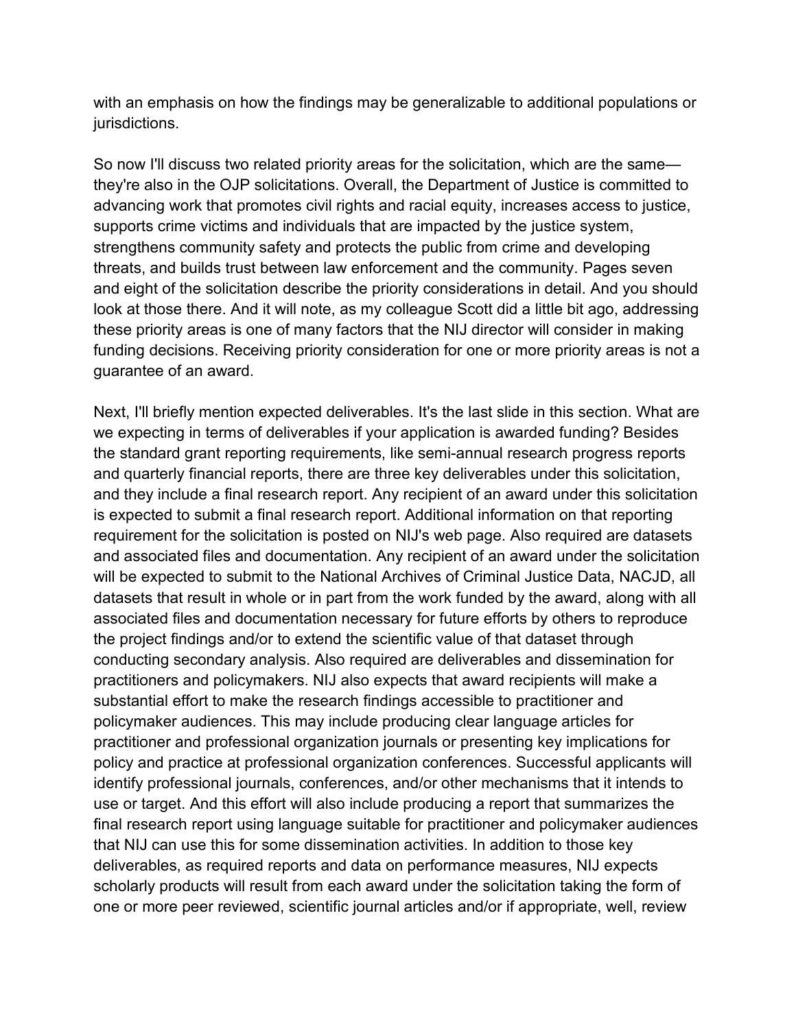with an emphasis on how the findings may be generalizable to additional populations or jurisdictions.

So now I'll discuss two related priority areas for the solicitation, which are the same—they're also in the OJP solicitations. Overall, the Department of Justice is committed to advancing work that promotes civil rights and racial equity, increases access to justice, supports crime victims and individuals that are impacted by the justice system, strengthens community safety and protects the public from crime and developing threats, and builds trust between law enforcement and the community. Pages seven and eight of the solicitation describe the priority considerations in detail. And you should look at those there. And it will note, as my colleague Scott did a little bit ago, addressing these priority areas is one of many factors that the NIJ director will consider in making funding decisions. Receiving priority consideration for one or more priority areas is not a guarantee of an award.

Next, I'll briefly mention expected deliverables. It's the last slide in this section. What are we expecting in terms of deliverables if your application is awarded funding? Besides the standard grant reporting requirements, like semi-annual research progress reports and quarterly financial reports, there are three key deliverables under this solicitation, and they include a final research report. Any recipient of an award under this solicitation is expected to submit a final research report. Additional information on that reporting requirement for the solicitation is posted on NIJ's web page. Also required are datasets and associated files and documentation. Any recipient of an award under the solicitation will be expected to submit to the National Archives of Criminal Justice Data, NACJD, all datasets that result in whole or in part from the work funded by the award, along with all associated files and documentation necessary for future efforts by others to reproduce the project findings and/or to extend the scientific value of that dataset through conducting secondary analysis. Also required are deliverables and dissemination for practitioners and policymakers. NIJ also expects that award recipients will make a substantial effort to make the research findings accessible to practitioner and policymaker audiences. This may include producing clear language articles for practitioner and professional organization journals or presenting key implications for policy and practice at professional organization conferences. Successful applicants will identify professional journals, conferences, and/or other mechanisms that it intends to use or target. And this effort will also include producing a report that summarizes the final research report using language suitable for practitioner and policymaker audiences that NIJ can use this for some dissemination activities. In addition to those key deliverables, as required reports and data on performance measures, NIJ expects scholarly products will result from each award under the solicitation taking the form of one or more peer reviewed, scientific journal articles and/or if appropriate, well, review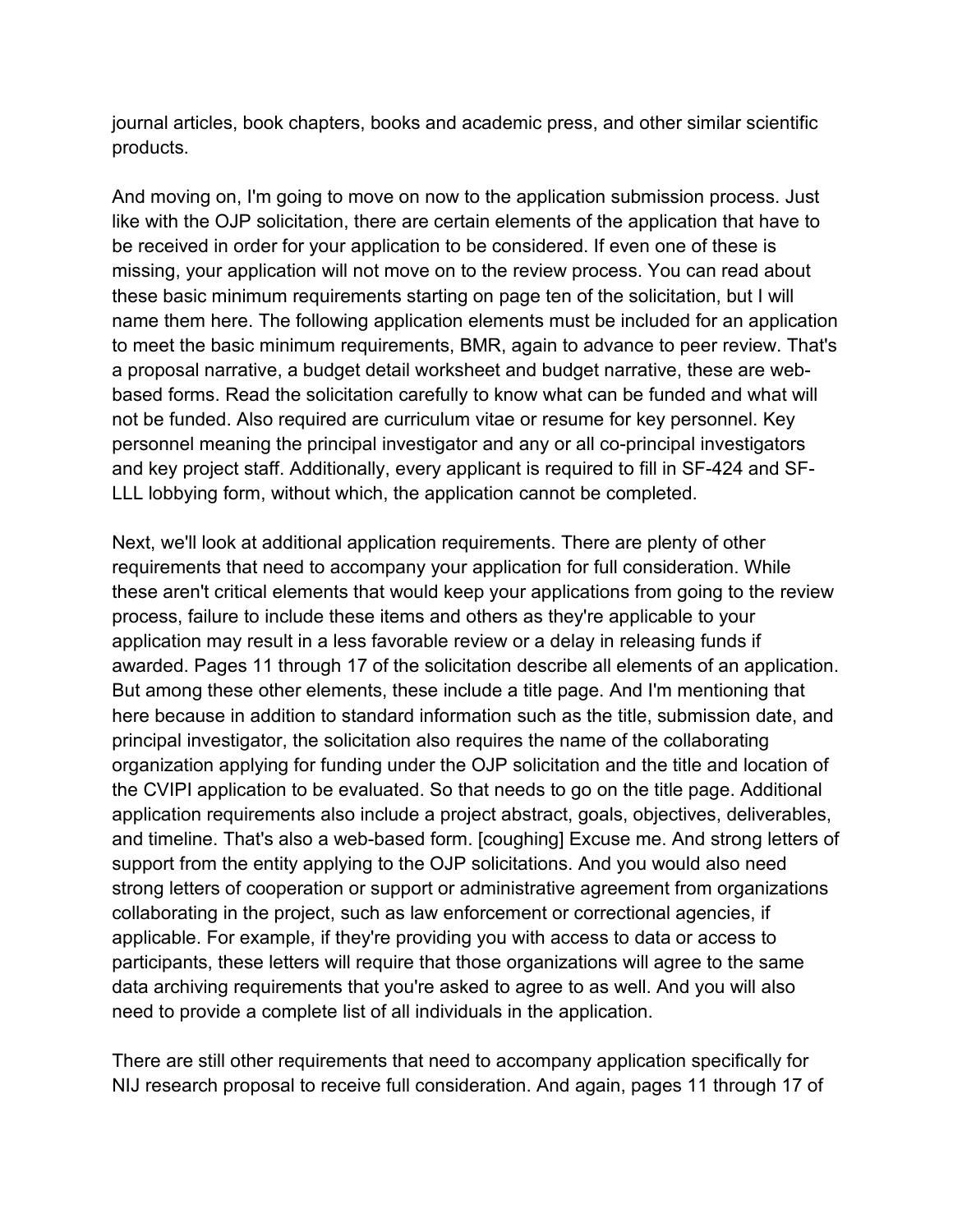journal articles, book chapters, books and academic press, and other similar scientific products.

And moving on, I'm going to move on now to the application submission process. Just like with the OJP solicitation, there are certain elements of the application that have to be received in order for your application to be considered. If even one of these is missing, your application will not move on to the review process. You can read about these basic minimum requirements starting on page ten of the solicitation, but I will name them here. The following application elements must be included for an application to meet the basic minimum requirements, BMR, again to advance to peer review. That's a proposal narrative, a budget detail worksheet and budget narrative, these are web-based forms. Read the solicitation carefully to know what can be funded and what will not be funded. Also required are curriculum vitae or resume for key personnel. Key personnel meaning the principal investigator and any or all co-principal investigators and key project staff. Additionally, every applicant is required to fill in SF-424 and SF-LLL lobbying form, without which, the application cannot be completed.

Next, we'll look at additional application requirements. There are plenty of other requirements that need to accompany your application for full consideration. While these aren't critical elements that would keep your applications from going to the review process, failure to include these items and others as they're applicable to your application may result in a less favorable review or a delay in releasing funds if awarded. Pages 11 through 17 of the solicitation describe all elements of an application. But among these other elements, these include a title page. And I'm mentioning that here because in addition to standard information such as the title, submission date, and principal investigator, the solicitation also requires the name of the collaborating organization applying for funding under the OJP solicitation and the title and location of the CVIPI application to be evaluated. So that needs to go on the title page. Additional application requirements also include a project abstract, goals, objectives, deliverables, and timeline. That's also a web-based form. [coughing] Excuse me. And strong letters of support from the entity applying to the OJP solicitations. And you would also need strong letters of cooperation or support or administrative agreement from organizations collaborating in the project, such as law enforcement or correctional agencies, if applicable. For example, if they're providing you with access to data or access to participants, these letters will require that those organizations will agree to the same data archiving requirements that you're asked to agree to as well. And you will also need to provide a complete list of all individuals in the application.

There are still other requirements that need to accompany application specifically for NIJ research proposal to receive full consideration. And again, pages 11 through 17 of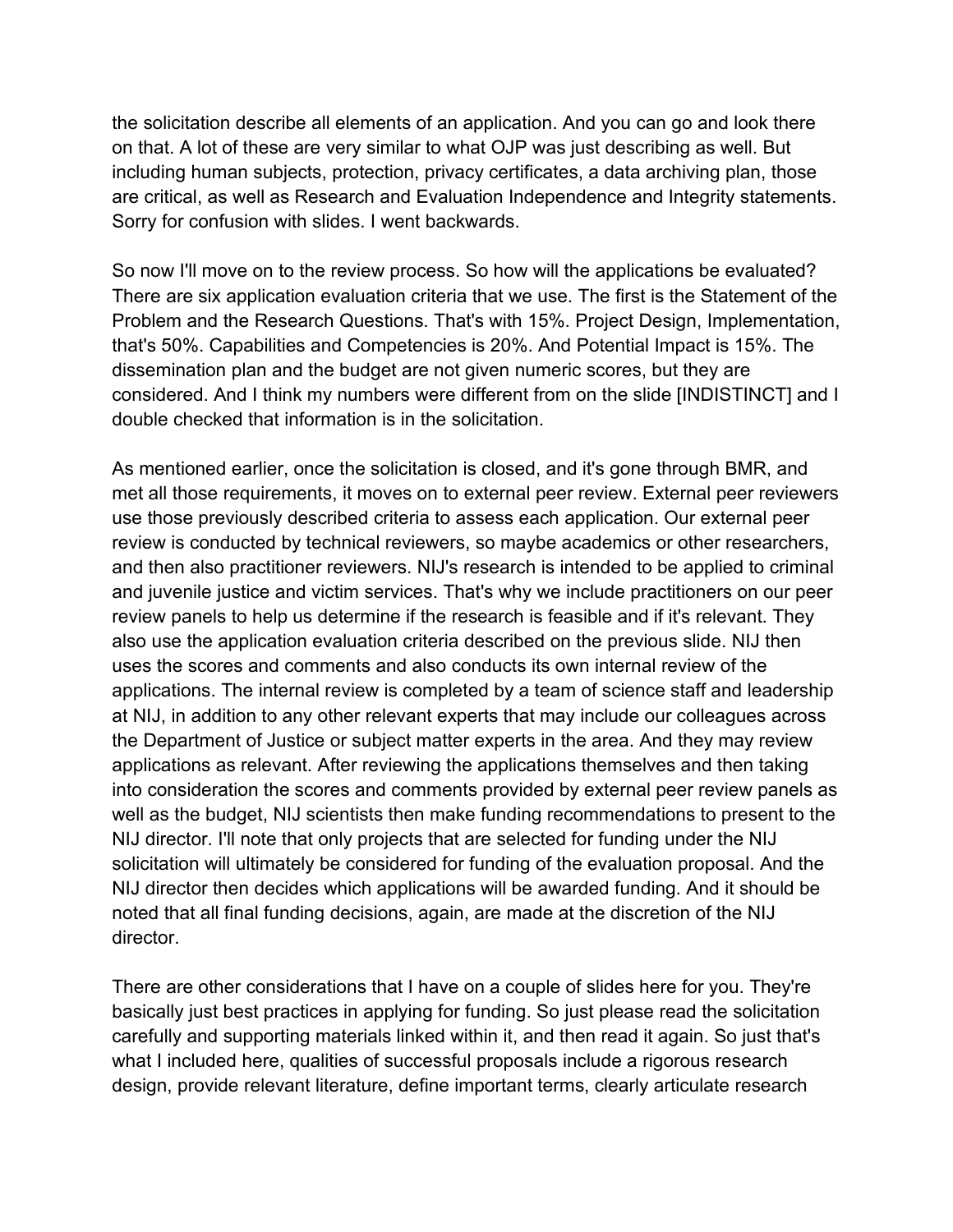the solicitation describe all elements of an application. And you can go and look there on that. A lot of these are very similar to what OJP was just describing as well. But including human subjects, protection, privacy certificates, a data archiving plan, those are critical, as well as Research and Evaluation Independence and Integrity statements. Sorry for confusion with slides. I went backwards.

So now I'll move on to the review process. So how will the applications be evaluated? There are six application evaluation criteria that we use. The first is the Statement of the Problem and the Research Questions. That's with 15%. Project Design, Implementation, that's 50%. Capabilities and Competencies is 20%. And Potential Impact is 15%. The dissemination plan and the budget are not given numeric scores, but they are considered. And I think my numbers were different from on the slide [INDISTINCT] and I double checked that information is in the solicitation.

As mentioned earlier, once the solicitation is closed, and it's gone through BMR, and met all those requirements, it moves on to external peer review. External peer reviewers use those previously described criteria to assess each application. Our external peer review is conducted by technical reviewers, so maybe academics or other researchers, and then also practitioner reviewers. NIJ's research is intended to be applied to criminal and juvenile justice and victim services. That's why we include practitioners on our peer review panels to help us determine if the research is feasible and if it's relevant. They also use the application evaluation criteria described on the previous slide. NIJ then uses the scores and comments and also conducts its own internal review of the applications. The internal review is completed by a team of science staff and leadership at NIJ, in addition to any other relevant experts that may include our colleagues across the Department of Justice or subject matter experts in the area. And they may review applications as relevant. After reviewing the applications themselves and then taking into consideration the scores and comments provided by external peer review panels as well as the budget, NIJ scientists then make funding recommendations to present to the NIJ director. I'll note that only projects that are selected for funding under the NIJ solicitation will ultimately be considered for funding of the evaluation proposal. And the NIJ director then decides which applications will be awarded funding. And it should be noted that all final funding decisions, again, are made at the discretion of the NIJ director.

There are other considerations that I have on a couple of slides here for you. They're basically just best practices in applying for funding. So just please read the solicitation carefully and supporting materials linked within it, and then read it again. So just that's what I included here, qualities of successful proposals include a rigorous research design, provide relevant literature, define important terms, clearly articulate research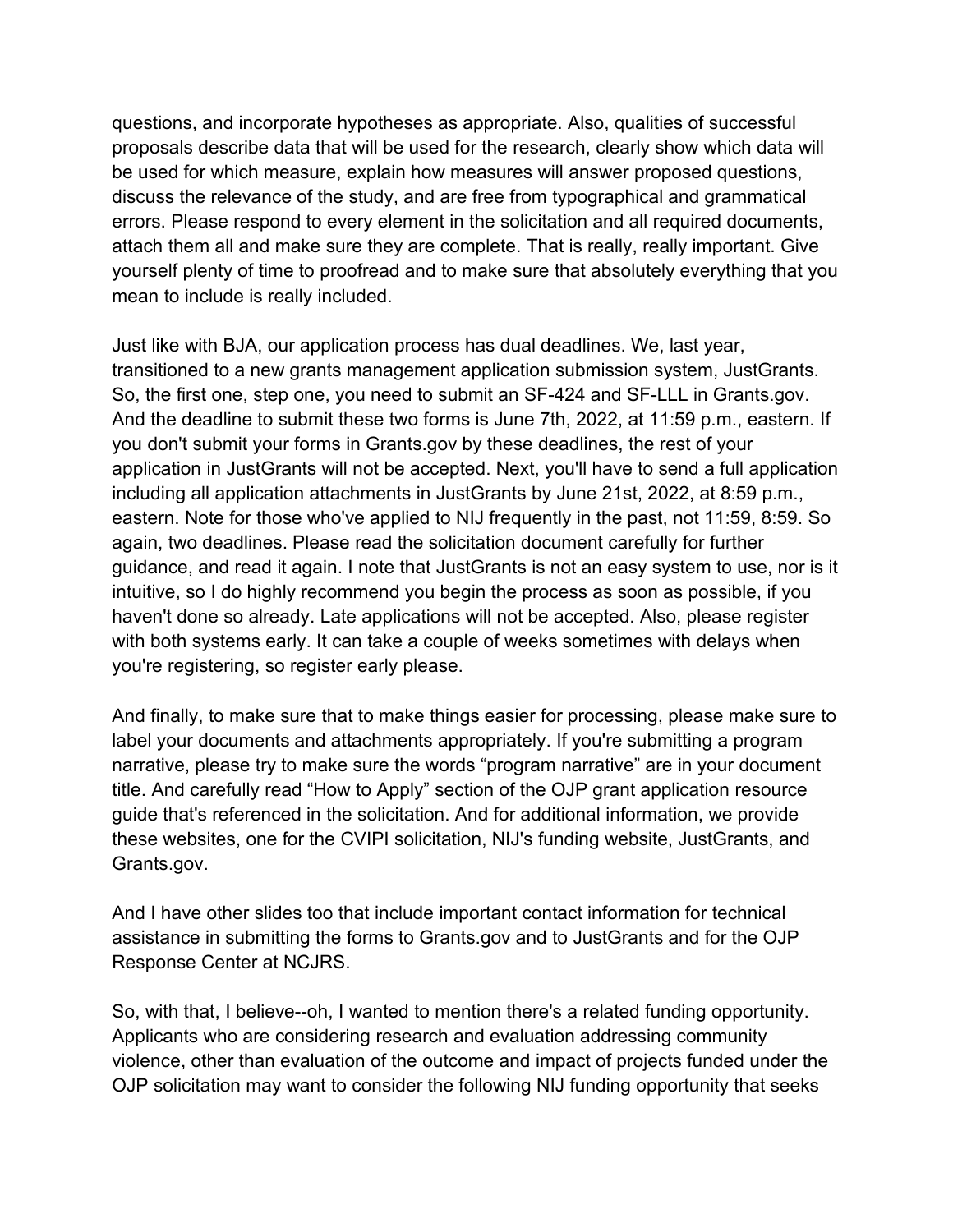questions, and incorporate hypotheses as appropriate. Also, qualities of successful proposals describe data that will be used for the research, clearly show which data will be used for which measure, explain how measures will answer proposed questions, discuss the relevance of the study, and are free from typographical and grammatical errors. Please respond to every element in the solicitation and all required documents, attach them all and make sure they are complete. That is really, really important. Give yourself plenty of time to proofread and to make sure that absolutely everything that you mean to include is really included.

Just like with BJA, our application process has dual deadlines. We, last year, transitioned to a new grants management application submission system, JustGrants. So, the first one, step one, you need to submit an SF-424 and SF-LLL in Grants.gov. And the deadline to submit these two forms is June 7th, 2022, at 11:59 p.m., eastern. If you don't submit your forms in Grants.gov by these deadlines, the rest of your application in JustGrants will not be accepted. Next, you'll have to send a full application including all application attachments in JustGrants by June 21st, 2022, at 8:59 p.m., eastern. Note for those who've applied to NIJ frequently in the past, not 11:59, 8:59. So again, two deadlines. Please read the solicitation document carefully for further guidance, and read it again. I note that JustGrants is not an easy system to use, nor is it intuitive, so I do highly recommend you begin the process as soon as possible, if you haven't done so already. Late applications will not be accepted. Also, please register with both systems early. It can take a couple of weeks sometimes with delays when you're registering, so register early please.

And finally, to make sure that to make things easier for processing, please make sure to label your documents and attachments appropriately. If you're submitting a program narrative, please try to make sure the words "program narrative" are in your document title. And carefully read "How to Apply" section of the OJP grant application resource guide that's referenced in the solicitation. And for additional information, we provide these websites, one for the CVIPI solicitation, NIJ's funding website, JustGrants, and Grants.gov.

And I have other slides too that include important contact information for technical assistance in submitting the forms to Grants.gov and to JustGrants and for the OJP Response Center at NCJRS.

So, with that, I believe--oh, I wanted to mention there's a related funding opportunity. Applicants who are considering research and evaluation addressing community violence, other than evaluation of the outcome and impact of projects funded under the OJP solicitation may want to consider the following NIJ funding opportunity that seeks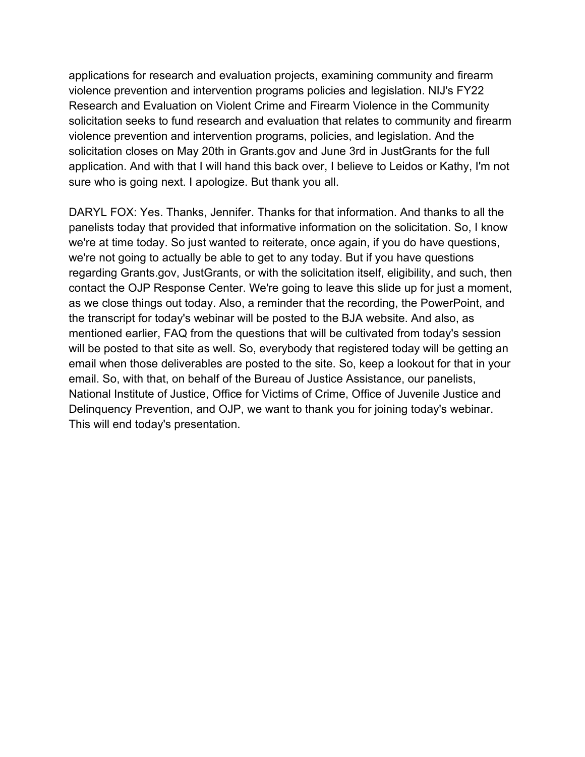applications for research and evaluation projects, examining community and firearm violence prevention and intervention programs policies and legislation. NIJ's FY22 Research and Evaluation on Violent Crime and Firearm Violence in the Community solicitation seeks to fund research and evaluation that relates to community and firearm violence prevention and intervention programs, policies, and legislation. And the solicitation closes on May 20th in Grants.gov and June 3rd in JustGrants for the full application. And with that I will hand this back over, I believe to Leidos or Kathy, I'm not sure who is going next. I apologize. But thank you all.

DARYL FOX: Yes. Thanks, Jennifer. Thanks for that information. And thanks to all the panelists today that provided that informative information on the solicitation. So, I know we're at time today. So just wanted to reiterate, once again, if you do have questions, we're not going to actually be able to get to any today. But if you have questions regarding Grants.gov, JustGrants, or with the solicitation itself, eligibility, and such, then contact the OJP Response Center. We're going to leave this slide up for just a moment, as we close things out today. Also, a reminder that the recording, the PowerPoint, and the transcript for today's webinar will be posted to the BJA website. And also, as mentioned earlier, FAQ from the questions that will be cultivated from today's session will be posted to that site as well. So, everybody that registered today will be getting an email when those deliverables are posted to the site. So, keep a lookout for that in your email. So, with that, on behalf of the Bureau of Justice Assistance, our panelists, National Institute of Justice, Office for Victims of Crime, Office of Juvenile Justice and Delinquency Prevention, and OJP, we want to thank you for joining today's webinar. This will end today's presentation.